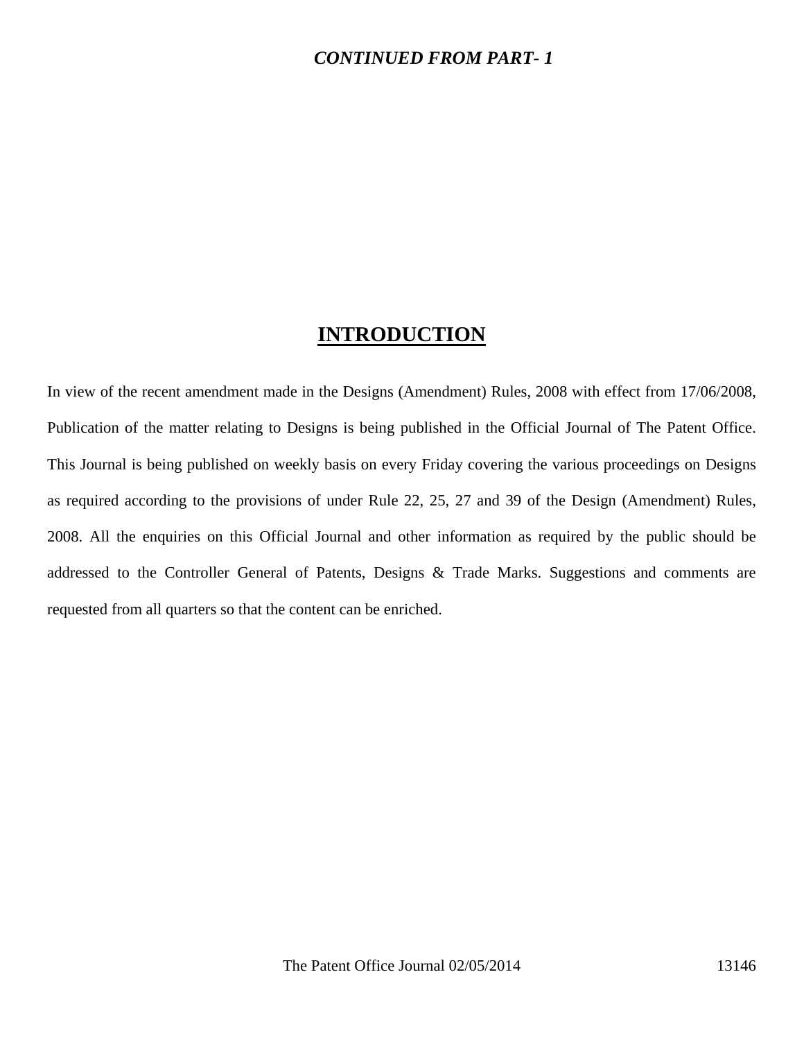***CONTINUED FROM PART- 1***

# INTRODUCTION

In view of the recent amendment made in the Designs (Amendment) Rules, 2008 with effect from 17/06/2008, Publication of the matter relating to Designs is being published in the Official Journal of The Patent Office. This Journal is being published on weekly basis on every Friday covering the various proceedings on Designs as required according to the provisions of under Rule 22, 25, 27 and 39 of the Design (Amendment) Rules, 2008. All the enquiries on this Official Journal and other information as required by the public should be addressed to the Controller General of Patents, Designs & Trade Marks. Suggestions and comments are requested from all quarters so that the content can be enriched.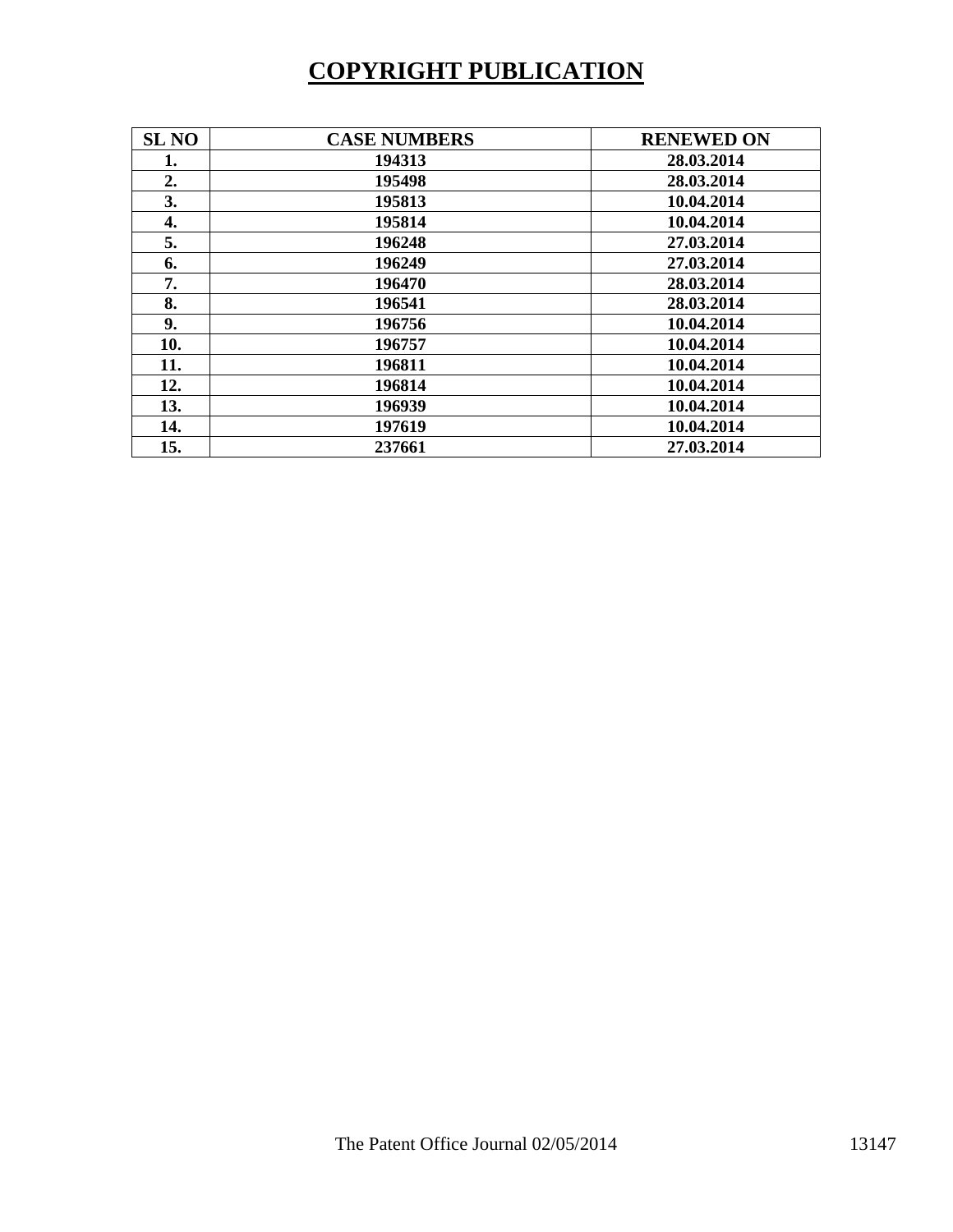# COPYRIGHT PUBLICATION

| SL NO | CASE NUMBERS | RENEWED ON |
|---|---|---|
| 1. | 194313 | 28.03.2014 |
| 2. | 195498 | 28.03.2014 |
| 3. | 195813 | 10.04.2014 |
| 4. | 195814 | 10.04.2014 |
| 5. | 196248 | 27.03.2014 |
| 6. | 196249 | 27.03.2014 |
| 7. | 196470 | 28.03.2014 |
| 8. | 196541 | 28.03.2014 |
| 9. | 196756 | 10.04.2014 |
| 10. | 196757 | 10.04.2014 |
| 11. | 196811 | 10.04.2014 |
| 12. | 196814 | 10.04.2014 |
| 13. | 196939 | 10.04.2014 |
| 14. | 197619 | 10.04.2014 |
| 15. | 237661 | 27.03.2014 |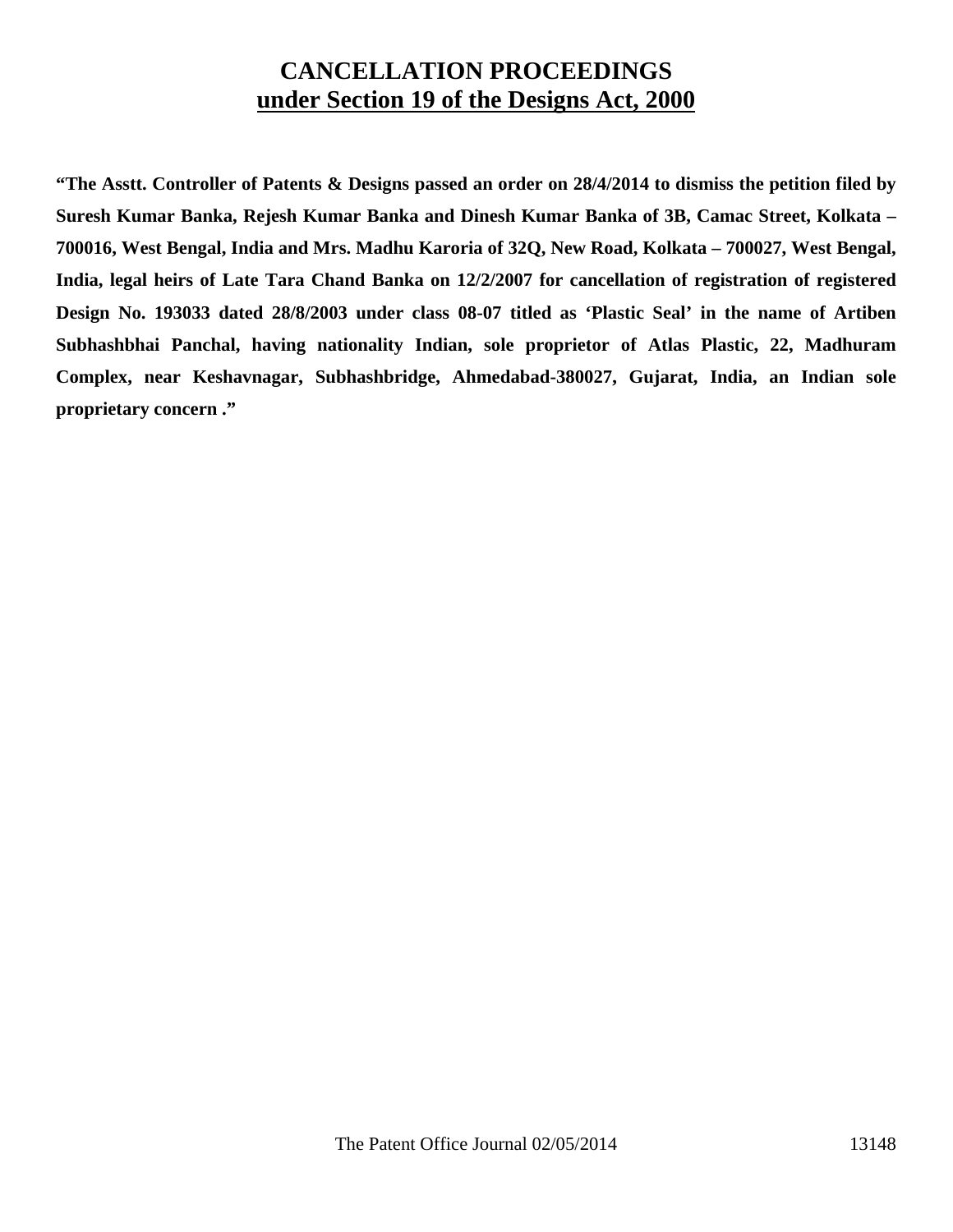# CANCELLATION PROCEEDINGS
## under Section 19 of the Designs Act, 2000

**"The Asstt. Controller of Patents & Designs passed an order on 28/4/2014 to dismiss the petition filed by Suresh Kumar Banka, Rejesh Kumar Banka and Dinesh Kumar Banka of 3B, Camac Street, Kolkata – 700016, West Bengal, India and Mrs. Madhu Karoria of 32Q, New Road, Kolkata – 700027, West Bengal, India, legal heirs of Late Tara Chand Banka on 12/2/2007 for cancellation of registration of registered Design No. 193033 dated 28/8/2003 under class 08-07 titled as 'Plastic Seal' in the name of Artiben Subhashbhai Panchal, having nationality Indian, sole proprietor of Atlas Plastic, 22, Madhuram Complex, near Keshavnagar, Subhashbridge, Ahmedabad-380027, Gujarat, India, an Indian sole proprietary concern ."**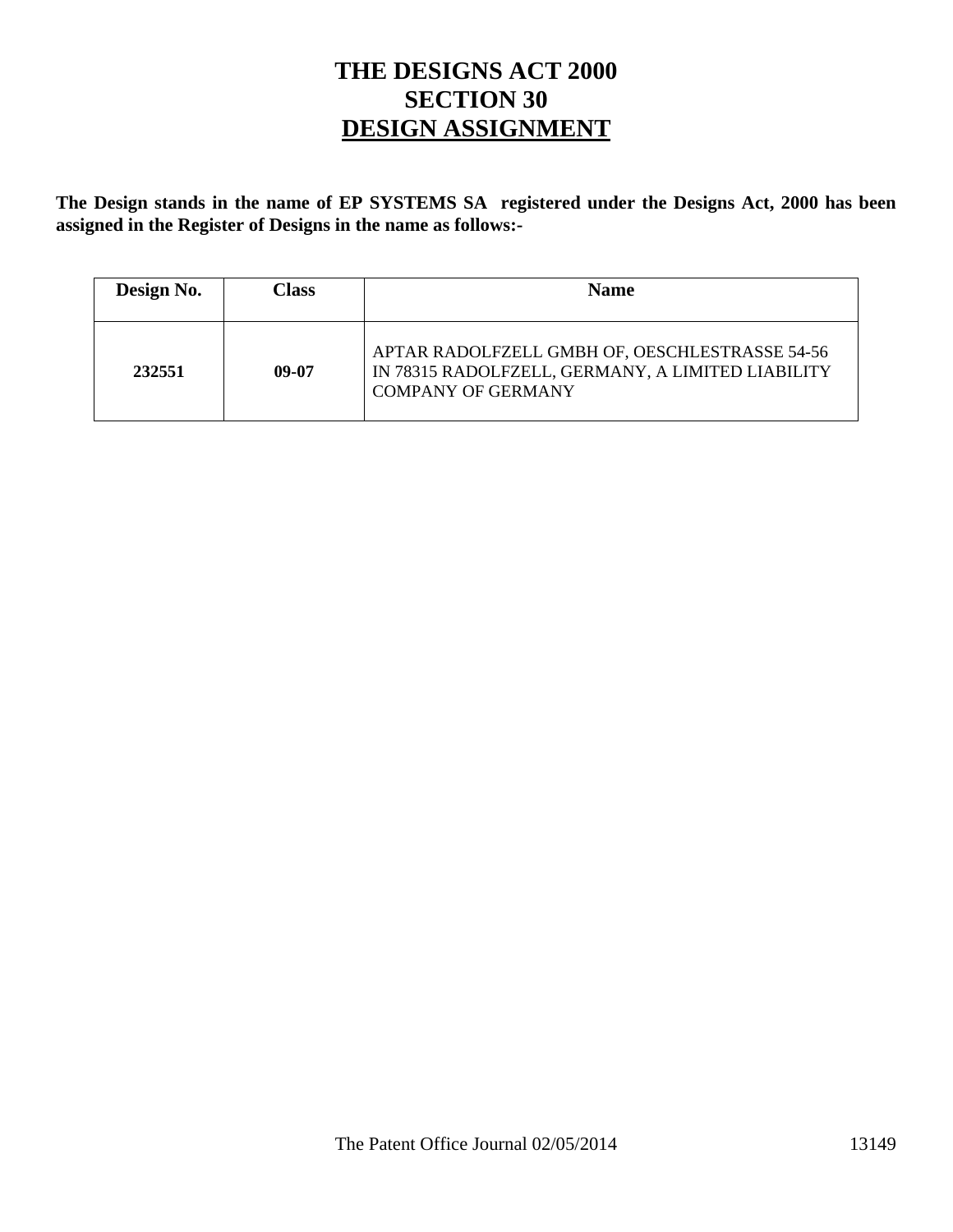# THE DESIGNS ACT 2000
# SECTION 30
# DESIGN ASSIGNMENT

**The Design stands in the name of EP SYSTEMS SA registered under the Designs Act, 2000 has been assigned in the Register of Designs in the name as follows:-**

| Design No. | Class | Name |
| --- | --- | --- |
| **232551** | **09-07** | APTAR RADOLFZELL GMBH OF, OESCHLESTRASSE 54-56 IN 78315 RADOLFZELL, GERMANY, A LIMITED LIABILITY COMPANY OF GERMANY |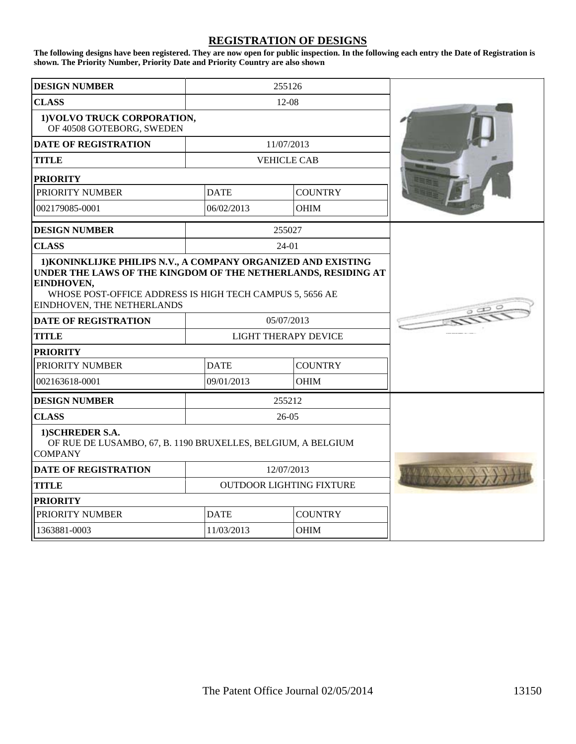# REGISTRATION OF DESIGNS

**The following designs have been registered. They are now open for public inspection. In the following each entry the Date of Registration is shown. The Priority Number, Priority Date and Priority Country are also shown**

| | | |
|---|---|---|
| **DESIGN NUMBER** | 255126 | |
| **CLASS** | 12-08 | |
| **1)VOLVO TRUCK CORPORATION,** OF 40508 GOTEBORG, SWEDEN | | |
| **DATE OF REGISTRATION** | 11/07/2013 | |
| **TITLE** | VEHICLE CAB | |
| **PRIORITY** | | |
| PRIORITY NUMBER | DATE | COUNTRY |
| 002179085-0001 | 06/02/2013 | OHIM |

| | | |
|---|---|---|
| **DESIGN NUMBER** | 255027 | |
| **CLASS** | 24-01 | |
| **1)KONINKLIJKE PHILIPS N.V., A COMPANY ORGANIZED AND EXISTING UNDER THE LAWS OF THE KINGDOM OF THE NETHERLANDS, RESIDING AT EINDHOVEN,** WHOSE POST-OFFICE ADDRESS IS HIGH TECH CAMPUS 5, 5656 AE EINDHOVEN, THE NETHERLANDS | | |
| **DATE OF REGISTRATION** | 05/07/2013 | |
| **TITLE** | LIGHT THERAPY DEVICE | |
| **PRIORITY** | | |
| PRIORITY NUMBER | DATE | COUNTRY |
| 002163618-0001 | 09/01/2013 | OHIM |

| | | |
|---|---|---|
| **DESIGN NUMBER** | 255212 | |
| **CLASS** | 26-05 | |
| **1)SCHREDER S.A.** OF RUE DE LUSAMBO, 67, B. 1190 BRUXELLES, BELGIUM, A BELGIUM COMPANY | | |
| **DATE OF REGISTRATION** | 12/07/2013 | |
| **TITLE** | OUTDOOR LIGHTING FIXTURE | |
| **PRIORITY** | | |
| PRIORITY NUMBER | DATE | COUNTRY |
| 1363881-0003 | 11/03/2013 | OHIM |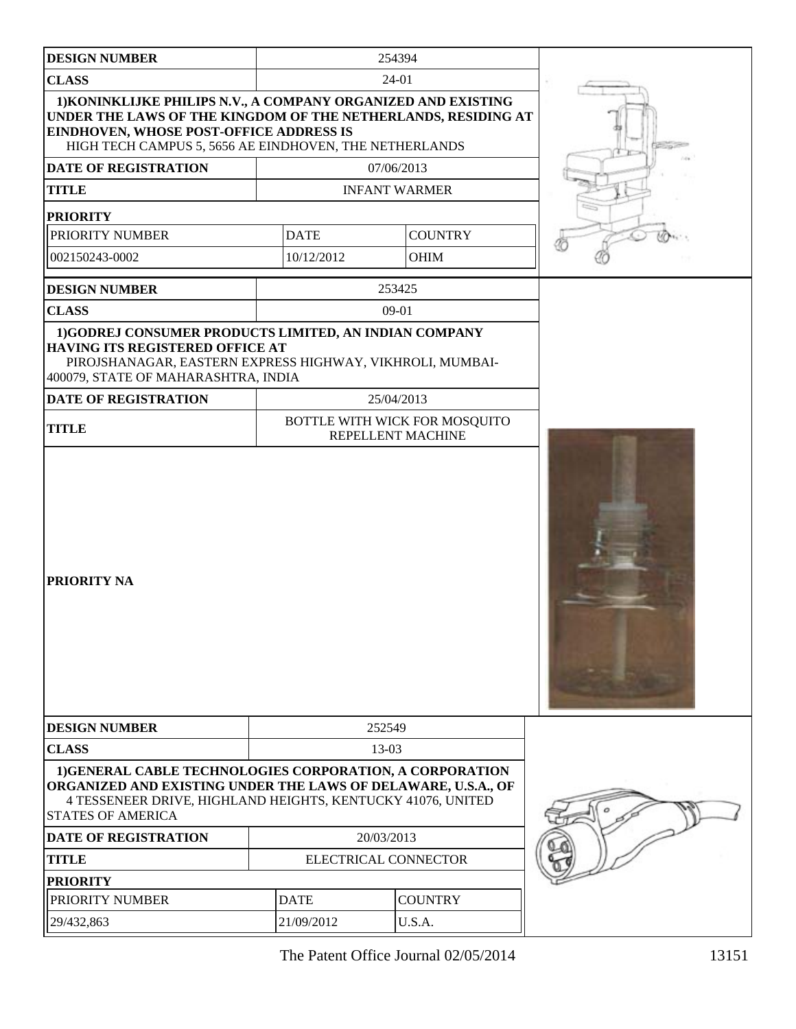| DESIGN NUMBER | 254394 | |
|---|---|---|
| CLASS | 24-01 | |
| 1)KONINKLIJKE PHILIPS N.V., A COMPANY ORGANIZED AND EXISTING UNDER THE LAWS OF THE KINGDOM OF THE NETHERLANDS, RESIDING AT EINDHOVEN, WHOSE POST-OFFICE ADDRESS IS HIGH TECH CAMPUS 5, 5656 AE EINDHOVEN, THE NETHERLANDS | | |
| DATE OF REGISTRATION | 07/06/2013 | |
| TITLE | INFANT WARMER | |
| PRIORITY | | |
| PRIORITY NUMBER | DATE | COUNTRY |
| 002150243-0002 | 10/12/2012 | OHIM |

| DESIGN NUMBER | 253425 |
|---|---|
| CLASS | 09-01 |
| 1)GODREJ CONSUMER PRODUCTS LIMITED, AN INDIAN COMPANY HAVING ITS REGISTERED OFFICE AT PIROJSHANAGAR, EASTERN EXPRESS HIGHWAY, VIKHROLI, MUMBAI-400079, STATE OF MAHARASHTRA, INDIA | |
| DATE OF REGISTRATION | 25/04/2013 |
| TITLE | BOTTLE WITH WICK FOR MOSQUITO REPELLENT MACHINE |
| PRIORITY NA | |

| DESIGN NUMBER | 252549 | |
|---|---|---|
| CLASS | 13-03 | |
| 1)GENERAL CABLE TECHNOLOGIES CORPORATION, A CORPORATION ORGANIZED AND EXISTING UNDER THE LAWS OF DELAWARE, U.S.A., OF 4 TESSENEER DRIVE, HIGHLAND HEIGHTS, KENTUCKY 41076, UNITED STATES OF AMERICA | | |
| DATE OF REGISTRATION | 20/03/2013 | |
| TITLE | ELECTRICAL CONNECTOR | |
| PRIORITY | | |
| PRIORITY NUMBER | DATE | COUNTRY |
| 29/432,863 | 21/09/2012 | U.S.A. |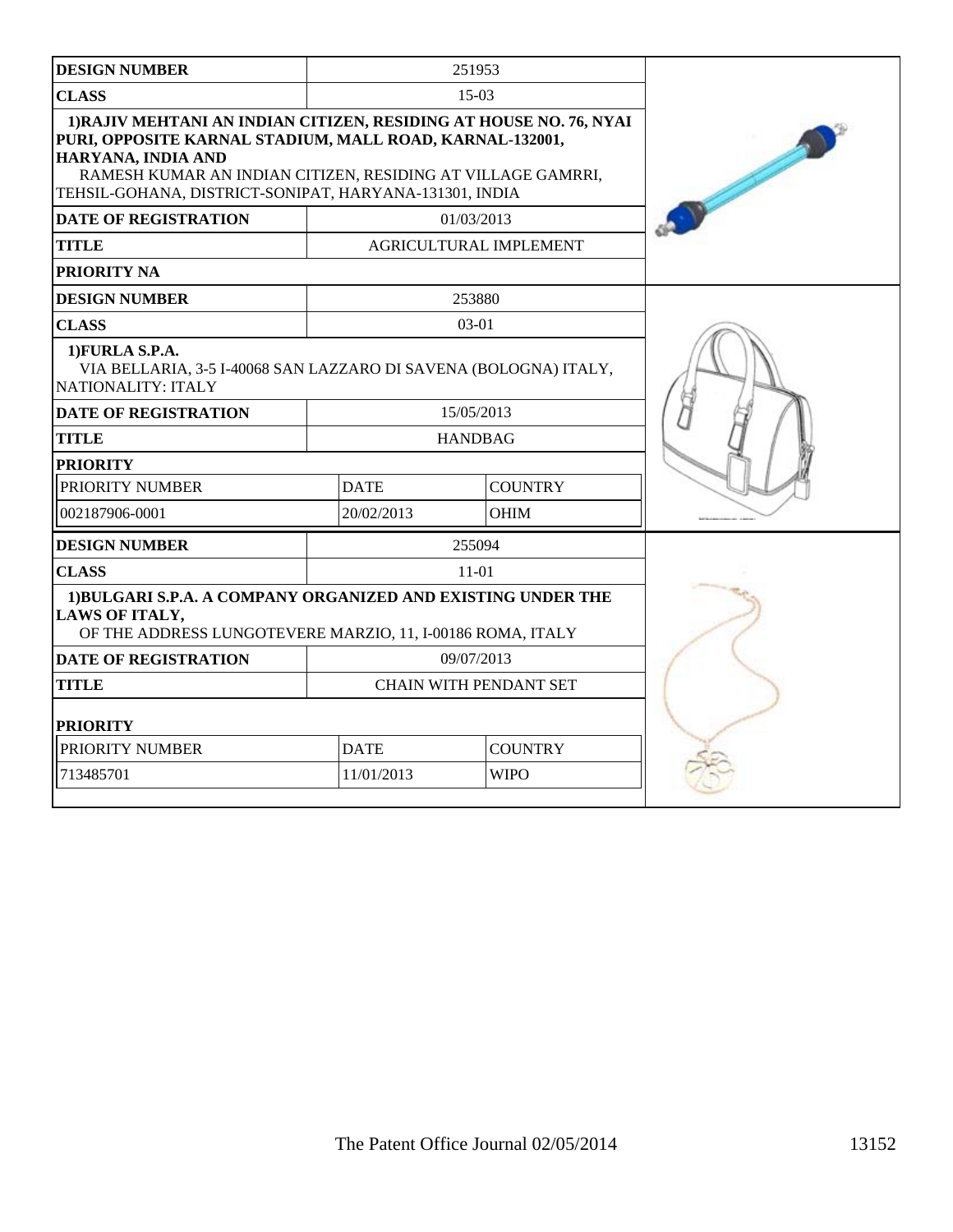| DESIGN NUMBER | 251953 | |
|---|---|---|
| CLASS | 15-03 | |
| 1)RAJIV MEHTANI AN INDIAN CITIZEN, RESIDING AT HOUSE NO. 76, NYAI PURI, OPPOSITE KARNAL STADIUM, MALL ROAD, KARNAL-132001, HARYANA, INDIA AND RAMESH KUMAR AN INDIAN CITIZEN, RESIDING AT VILLAGE GAMRRI, TEHSIL-GOHANA, DISTRICT-SONIPAT, HARYANA-131301, INDIA | | |
| DATE OF REGISTRATION | 01/03/2013 | |
| TITLE | AGRICULTURAL IMPLEMENT | |
| PRIORITY NA | | |

| DESIGN NUMBER | 253880 | |
|---|---|---|
| CLASS | 03-01 | |
| 1)FURLA S.P.A. VIA BELLARIA, 3-5 I-40068 SAN LAZZARO DI SAVENA (BOLOGNA) ITALY, NATIONALITY: ITALY | | |
| DATE OF REGISTRATION | 15/05/2013 | |
| TITLE | HANDBAG | |
| PRIORITY | | |
| PRIORITY NUMBER | DATE | COUNTRY |
| 002187906-0001 | 20/02/2013 | OHIM |

| DESIGN NUMBER | 255094 | |
|---|---|---|
| CLASS | 11-01 | |
| 1)BULGARI S.P.A. A COMPANY ORGANIZED AND EXISTING UNDER THE LAWS OF ITALY, OF THE ADDRESS LUNGOTEVERE MARZIO, 11, I-00186 ROMA, ITALY | | |
| DATE OF REGISTRATION | 09/07/2013 | |
| TITLE | CHAIN WITH PENDANT SET | |
| PRIORITY | | |
| PRIORITY NUMBER | DATE | COUNTRY |
| 713485701 | 11/01/2013 | WIPO |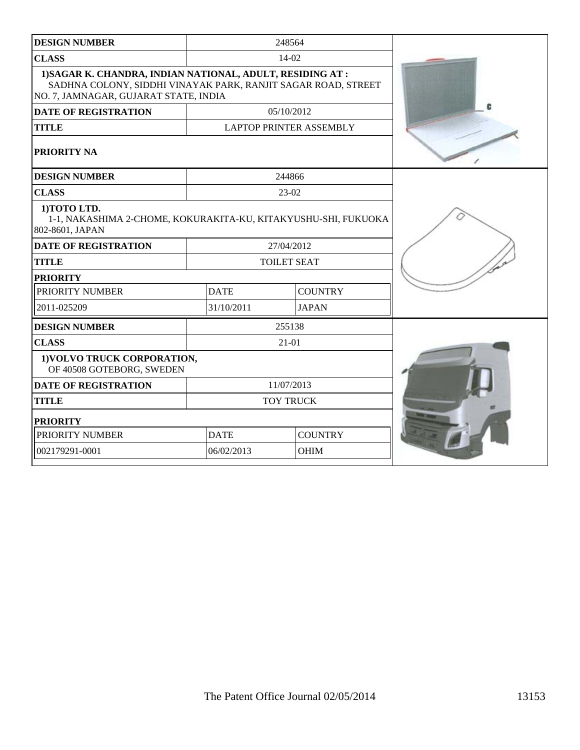| DESIGN NUMBER | 248564 |
|---|---|
| CLASS | 14-02 |
| 1)SAGAR K. CHANDRA, INDIAN NATIONAL, ADULT, RESIDING AT : SADHNA COLONY, SIDDHI VINAYAK PARK, RANJIT SAGAR ROAD, STREET NO. 7, JAMNAGAR, GUJARAT STATE, INDIA | |
| DATE OF REGISTRATION | 05/10/2012 |
| TITLE | LAPTOP PRINTER ASSEMBLY |
| PRIORITY NA | |

| DESIGN NUMBER | 244866 | |
|---|---|---|
| CLASS | 23-02 | |
| 1)TOTO LTD. 1-1, NAKASHIMA 2-CHOME, KOKURAKITA-KU, KITAKYUSHU-SHI, FUKUOKA 802-8601, JAPAN | | |
| DATE OF REGISTRATION | 27/04/2012 | |
| TITLE | TOILET SEAT | |
| PRIORITY | | |
| PRIORITY NUMBER | DATE | COUNTRY |
| 2011-025209 | 31/10/2011 | JAPAN |

| DESIGN NUMBER | 255138 | |
|---|---|---|
| CLASS | 21-01 | |
| 1)VOLVO TRUCK CORPORATION, OF 40508 GOTEBORG, SWEDEN | | |
| DATE OF REGISTRATION | 11/07/2013 | |
| TITLE | TOY TRUCK | |
| PRIORITY | | |
| PRIORITY NUMBER | DATE | COUNTRY |
| 002179291-0001 | 06/02/2013 | OHIM |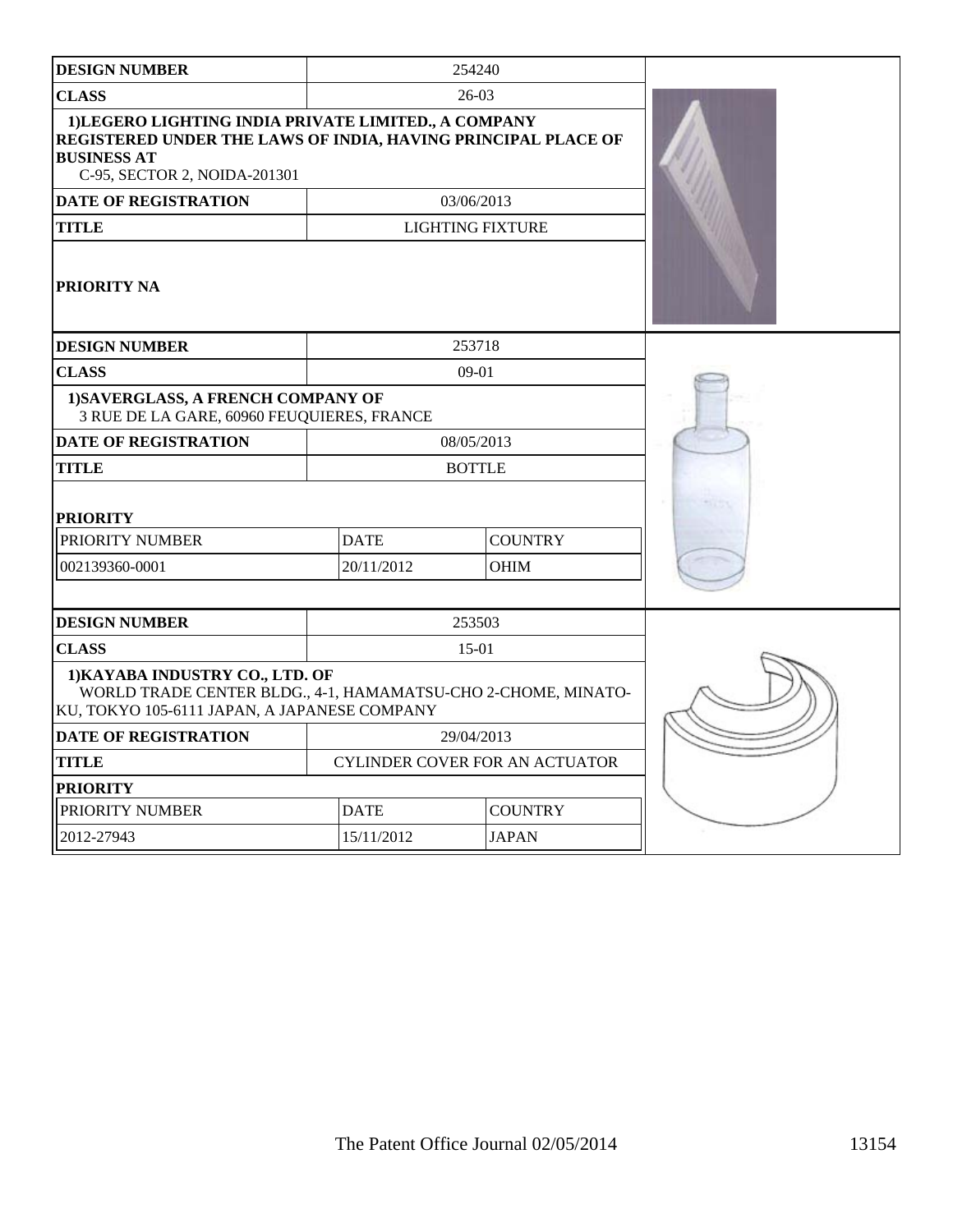| DESIGN NUMBER | 254240 | |
|---|---|---|
| CLASS | 26-03 | |
| 1)LEGERO LIGHTING INDIA PRIVATE LIMITED., A COMPANY REGISTERED UNDER THE LAWS OF INDIA, HAVING PRINCIPAL PLACE OF BUSINESS AT C-95, SECTOR 2, NOIDA-201301 | | |
| DATE OF REGISTRATION | 03/06/2013 | |
| TITLE | LIGHTING FIXTURE | |
| PRIORITY NA | | |

| DESIGN NUMBER | 253718 | |
|---|---|---|
| CLASS | 09-01 | |
| 1)SAVERGLASS, A FRENCH COMPANY OF 3 RUE DE LA GARE, 60960 FEUQUIERES, FRANCE | | |
| DATE OF REGISTRATION | 08/05/2013 | |
| TITLE | BOTTLE | |
| PRIORITY | | |
| PRIORITY NUMBER | DATE | COUNTRY |
| 002139360-0001 | 20/11/2012 | OHIM |

| DESIGN NUMBER | 253503 | |
|---|---|---|
| CLASS | 15-01 | |
| 1)KAYABA INDUSTRY CO., LTD. OF WORLD TRADE CENTER BLDG., 4-1, HAMAMATSU-CHO 2-CHOME, MINATO-KU, TOKYO 105-6111 JAPAN, A JAPANESE COMPANY | | |
| DATE OF REGISTRATION | 29/04/2013 | |
| TITLE | CYLINDER COVER FOR AN ACTUATOR | |
| PRIORITY | | |
| PRIORITY NUMBER | DATE | COUNTRY |
| 2012-27943 | 15/11/2012 | JAPAN |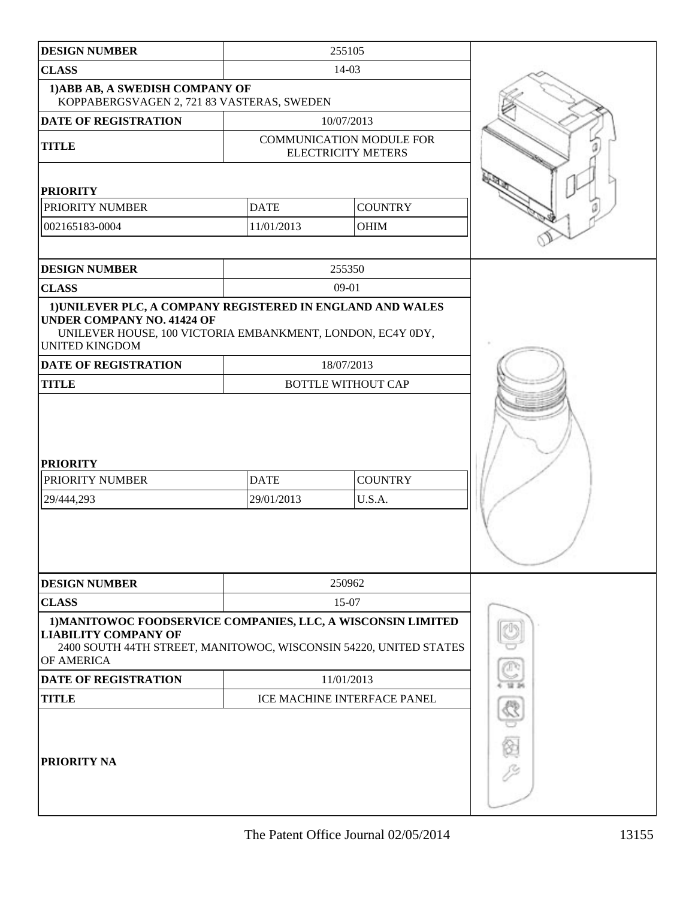| DESIGN NUMBER | 255105 | |
|---|---|---|
| CLASS | 14-03 | |
| 1)ABB AB, A SWEDISH COMPANY OF KOPPABERGSVAGEN 2, 721 83 VASTERAS, SWEDEN | | |
| DATE OF REGISTRATION | 10/07/2013 | |
| TITLE | COMMUNICATION MODULE FOR ELECTRICITY METERS | |
| PRIORITY | | |
| PRIORITY NUMBER | DATE | COUNTRY |
| 002165183-0004 | 11/01/2013 | OHIM |

| DESIGN NUMBER | 255350 | |
|---|---|---|
| CLASS | 09-01 | |
| 1)UNILEVER PLC, A COMPANY REGISTERED IN ENGLAND AND WALES UNDER COMPANY NO. 41424 OF UNILEVER HOUSE, 100 VICTORIA EMBANKMENT, LONDON, EC4Y 0DY, UNITED KINGDOM | | |
| DATE OF REGISTRATION | 18/07/2013 | |
| TITLE | BOTTLE WITHOUT CAP | |
| PRIORITY | | |
| PRIORITY NUMBER | DATE | COUNTRY |
| 29/444,293 | 29/01/2013 | U.S.A. |

| DESIGN NUMBER | 250962 |
|---|---|
| CLASS | 15-07 |
| 1)MANITOWOC FOODSERVICE COMPANIES, LLC, A WISCONSIN LIMITED LIABILITY COMPANY OF 2400 SOUTH 44TH STREET, MANITOWOC, WISCONSIN 54220, UNITED STATES OF AMERICA | |
| DATE OF REGISTRATION | 11/01/2013 |
| TITLE | ICE MACHINE INTERFACE PANEL |
| PRIORITY NA | |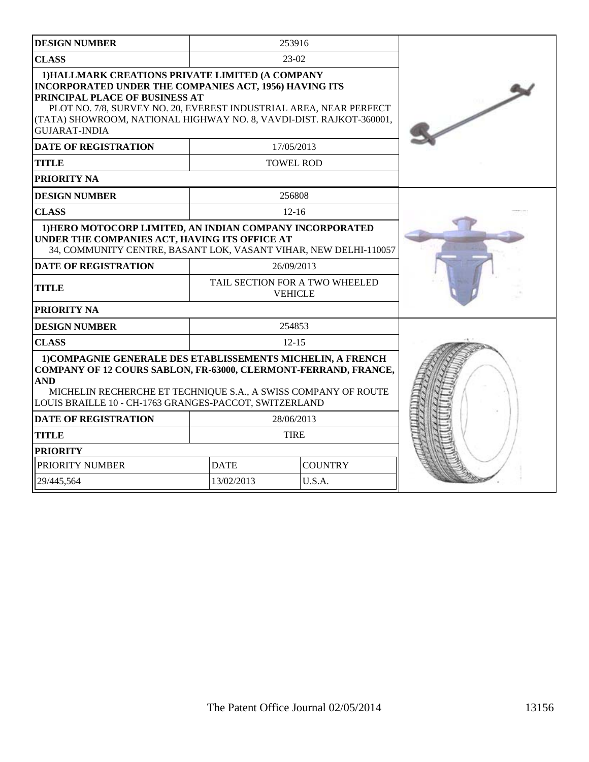| DESIGN NUMBER | 253916 | |
|---|---|---|
| CLASS | 23-02 | |
| 1)HALLMARK CREATIONS PRIVATE LIMITED (A COMPANY INCORPORATED UNDER THE COMPANIES ACT, 1956) HAVING ITS PRINCIPAL PLACE OF BUSINESS AT PLOT NO. 7/8, SURVEY NO. 20, EVEREST INDUSTRIAL AREA, NEAR PERFECT (TATA) SHOWROOM, NATIONAL HIGHWAY NO. 8, VAVDI-DIST. RAJKOT-360001, GUJARAT-INDIA | | |
| DATE OF REGISTRATION | 17/05/2013 | |
| TITLE | TOWEL ROD | |
| PRIORITY NA | | |

| DESIGN NUMBER | 256808 | |
|---|---|---|
| CLASS | 12-16 | |
| 1)HERO MOTOCORP LIMITED, AN INDIAN COMPANY INCORPORATED UNDER THE COMPANIES ACT, HAVING ITS OFFICE AT 34, COMMUNITY CENTRE, BASANT LOK, VASANT VIHAR, NEW DELHI-110057 | | |
| DATE OF REGISTRATION | 26/09/2013 | |
| TITLE | TAIL SECTION FOR A TWO WHEELED VEHICLE | |
| PRIORITY NA | | |

| DESIGN NUMBER | 254853 | |
|---|---|---|
| CLASS | 12-15 | |
| 1)COMPAGNIE GENERALE DES ETABLISSEMENTS MICHELIN, A FRENCH COMPANY OF 12 COURS SABLON, FR-63000, CLERMONT-FERRAND, FRANCE, AND MICHELIN RECHERCHE ET TECHNIQUE S.A., A SWISS COMPANY OF ROUTE LOUIS BRAILLE 10 - CH-1763 GRANGES-PACCOT, SWITZERLAND | | |
| DATE OF REGISTRATION | 28/06/2013 | |
| TITLE | TIRE | |
| PRIORITY | | |
| PRIORITY NUMBER | DATE | COUNTRY |
| 29/445,564 | 13/02/2013 | U.S.A. |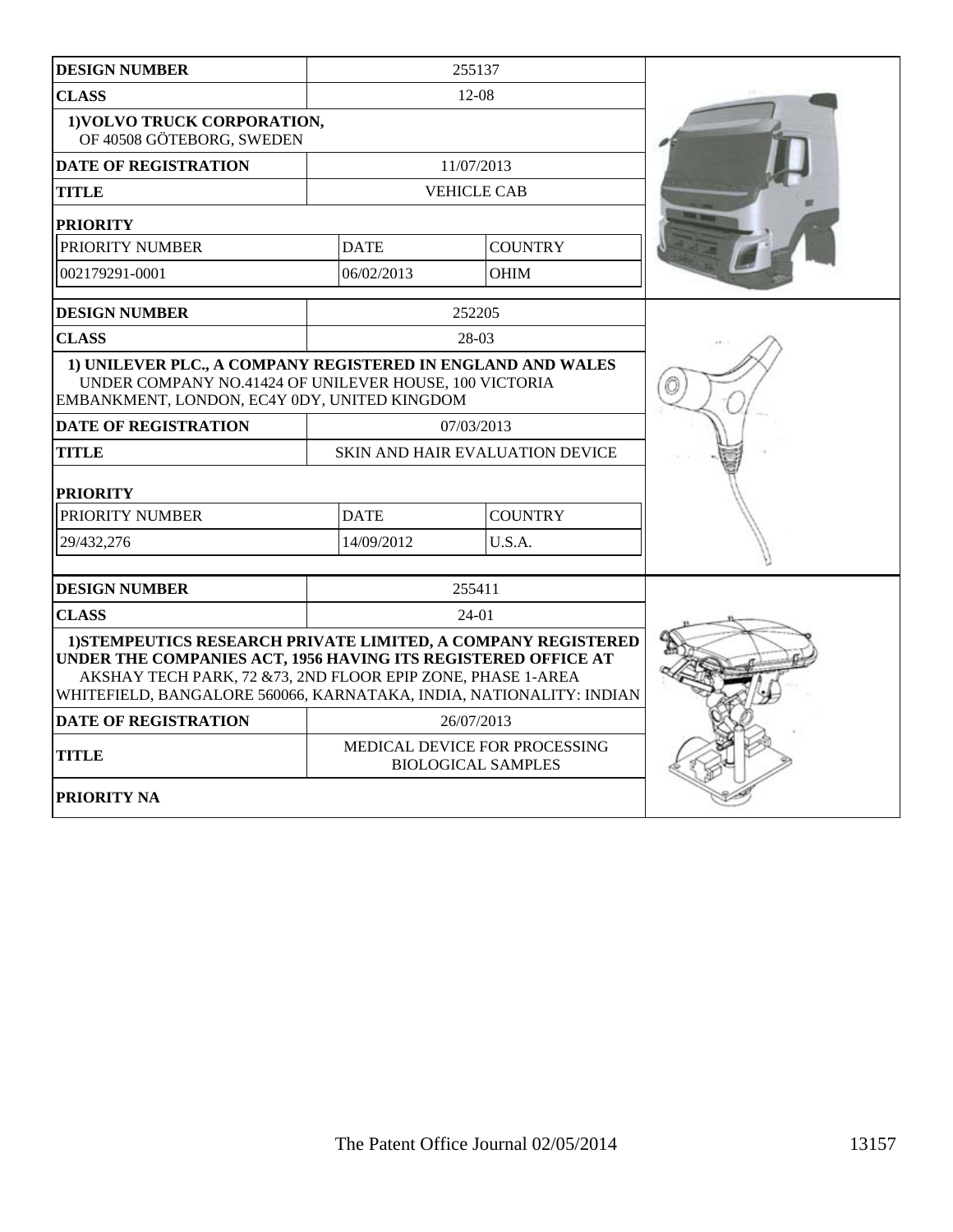| DESIGN NUMBER | 255137 | |
|---|---|---|
| CLASS | 12-08 | |
| 1)VOLVO TRUCK CORPORATION, OF 40508 GÖTEBORG, SWEDEN | | |
| DATE OF REGISTRATION | 11/07/2013 | |
| TITLE | VEHICLE CAB | |
| PRIORITY | | |
| PRIORITY NUMBER | DATE | COUNTRY |
| 002179291-0001 | 06/02/2013 | OHIM |

| DESIGN NUMBER | 252205 | |
|---|---|---|
| CLASS | 28-03 | |
| 1) UNILEVER PLC., A COMPANY REGISTERED IN ENGLAND AND WALES UNDER COMPANY NO.41424 OF UNILEVER HOUSE, 100 VICTORIA EMBANKMENT, LONDON, EC4Y 0DY, UNITED KINGDOM | | |
| DATE OF REGISTRATION | 07/03/2013 | |
| TITLE | SKIN AND HAIR EVALUATION DEVICE | |
| PRIORITY | | |
| PRIORITY NUMBER | DATE | COUNTRY |
| 29/432,276 | 14/09/2012 | U.S.A. |

| DESIGN NUMBER | 255411 |
|---|---|
| CLASS | 24-01 |
| 1)STEMPEUTICS RESEARCH PRIVATE LIMITED, A COMPANY REGISTERED UNDER THE COMPANIES ACT, 1956 HAVING ITS REGISTERED OFFICE AT AKSHAY TECH PARK, 72 &73, 2ND FLOOR EPIP ZONE, PHASE 1-AREA WHITEFIELD, BANGALORE 560066, KARNATAKA, INDIA, NATIONALITY: INDIAN | |
| DATE OF REGISTRATION | 26/07/2013 |
| TITLE | MEDICAL DEVICE FOR PROCESSING BIOLOGICAL SAMPLES |
| PRIORITY NA | |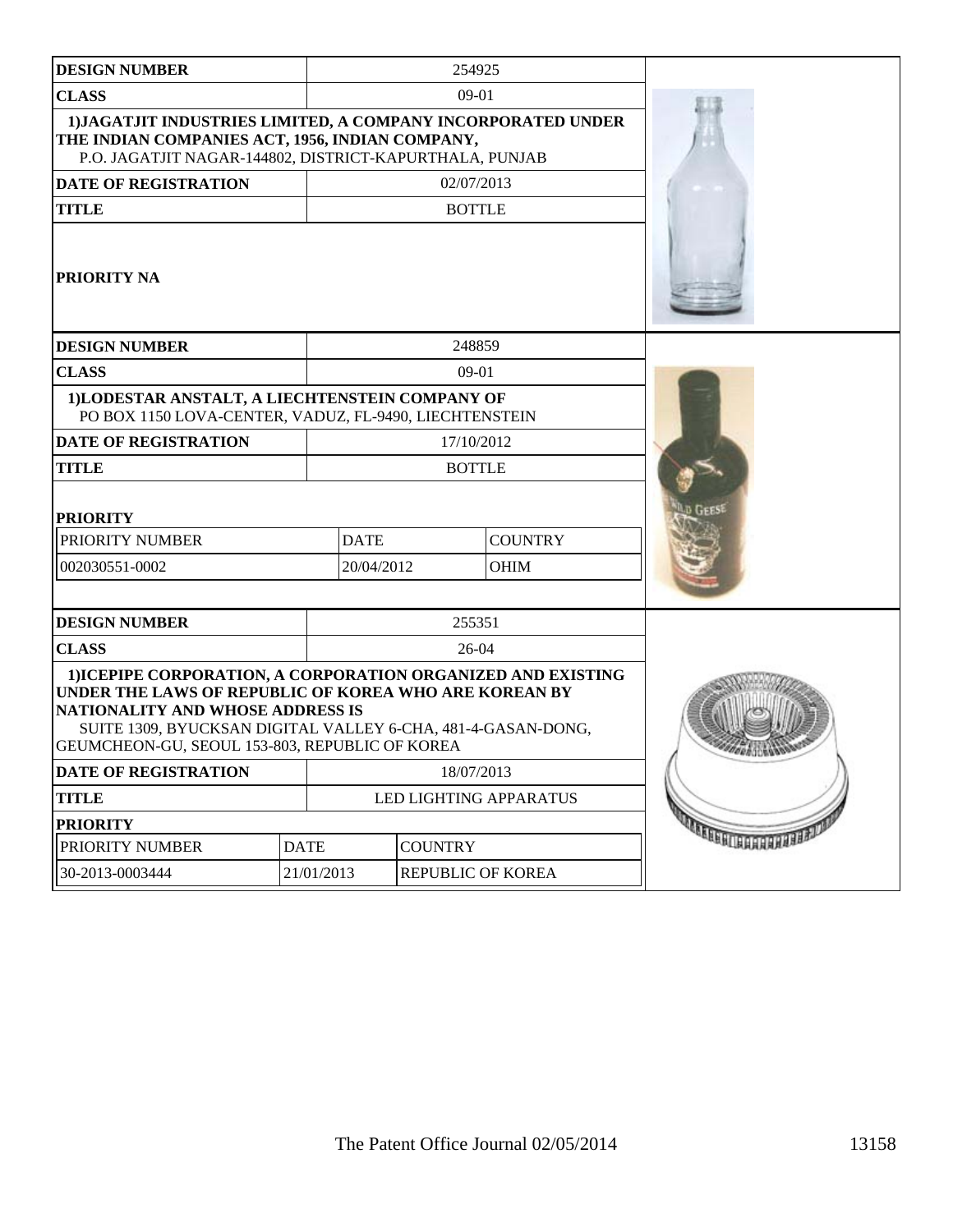| DESIGN NUMBER | 254925 |
|---|---|
| CLASS | 09-01 |
| 1)JAGATJIT INDUSTRIES LIMITED, A COMPANY INCORPORATED UNDER THE INDIAN COMPANIES ACT, 1956, INDIAN COMPANY, P.O. JAGATJIT NAGAR-144802, DISTRICT-KAPURTHALA, PUNJAB | |
| DATE OF REGISTRATION | 02/07/2013 |
| TITLE | BOTTLE |
| PRIORITY NA | |

| DESIGN NUMBER | 248859 | |
|---|---|---|
| CLASS | 09-01 | |
| 1)LODESTAR ANSTALT, A LIECHTENSTEIN COMPANY OF PO BOX 1150 LOVA-CENTER, VADUZ, FL-9490, LIECHTENSTEIN | | |
| DATE OF REGISTRATION | 17/10/2012 | |
| TITLE | BOTTLE | |
| **PRIORITY** | | |
| PRIORITY NUMBER | DATE | COUNTRY |
| 002030551-0002 | 20/04/2012 | OHIM |

| DESIGN NUMBER | 255351 | |
|---|---|---|
| CLASS | 26-04 | |
| 1)ICEPIPE CORPORATION, A CORPORATION ORGANIZED AND EXISTING UNDER THE LAWS OF REPUBLIC OF KOREA WHO ARE KOREAN BY NATIONALITY AND WHOSE ADDRESS IS SUITE 1309, BYUCKSAN DIGITAL VALLEY 6-CHA, 481-4-GASAN-DONG, GEUMCHEON-GU, SEOUL 153-803, REPUBLIC OF KOREA | | |
| DATE OF REGISTRATION | 18/07/2013 | |
| TITLE | LED LIGHTING APPARATUS | |
| **PRIORITY** | | |
| PRIORITY NUMBER | DATE | COUNTRY |
| 30-2013-0003444 | 21/01/2013 | REPUBLIC OF KOREA |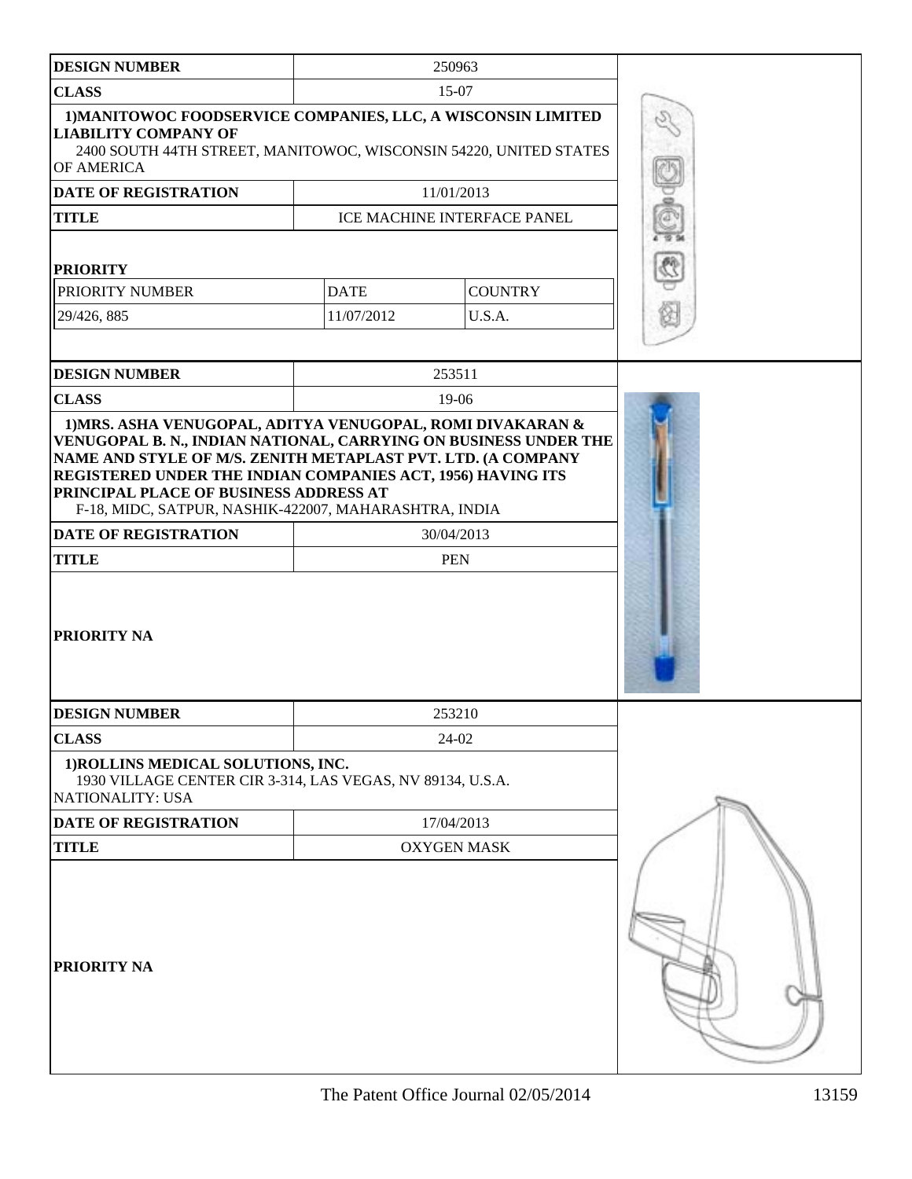| DESIGN NUMBER | 250963 | |
|---|---|---|
| CLASS | 15-07 | |
| 1)MANITOWOC FOODSERVICE COMPANIES, LLC, A WISCONSIN LIMITED LIABILITY COMPANY OF 2400 SOUTH 44TH STREET, MANITOWOC, WISCONSIN 54220, UNITED STATES OF AMERICA | | |
| DATE OF REGISTRATION | 11/01/2013 | |
| TITLE | ICE MACHINE INTERFACE PANEL | |
| PRIORITY | | |
| PRIORITY NUMBER | DATE | COUNTRY |
| 29/426, 885 | 11/07/2012 | U.S.A. |

| DESIGN NUMBER | 253511 |
|---|---|
| CLASS | 19-06 |
| 1)MRS. ASHA VENUGOPAL, ADITYA VENUGOPAL, ROMI DIVAKARAN & VENUGOPAL B. N., INDIAN NATIONAL, CARRYING ON BUSINESS UNDER THE NAME AND STYLE OF M/S. ZENITH METAPLAST PVT. LTD. (A COMPANY REGISTERED UNDER THE INDIAN COMPANIES ACT, 1956) HAVING ITS PRINCIPAL PLACE OF BUSINESS ADDRESS AT F-18, MIDC, SATPUR, NASHIK-422007, MAHARASHTRA, INDIA | |
| DATE OF REGISTRATION | 30/04/2013 |
| TITLE | PEN |
| PRIORITY NA | |

| DESIGN NUMBER | 253210 |
|---|---|
| CLASS | 24-02 |
| 1)ROLLINS MEDICAL SOLUTIONS, INC. 1930 VILLAGE CENTER CIR 3-314, LAS VEGAS, NV 89134, U.S.A. NATIONALITY: USA | |
| DATE OF REGISTRATION | 17/04/2013 |
| TITLE | OXYGEN MASK |
| PRIORITY NA | |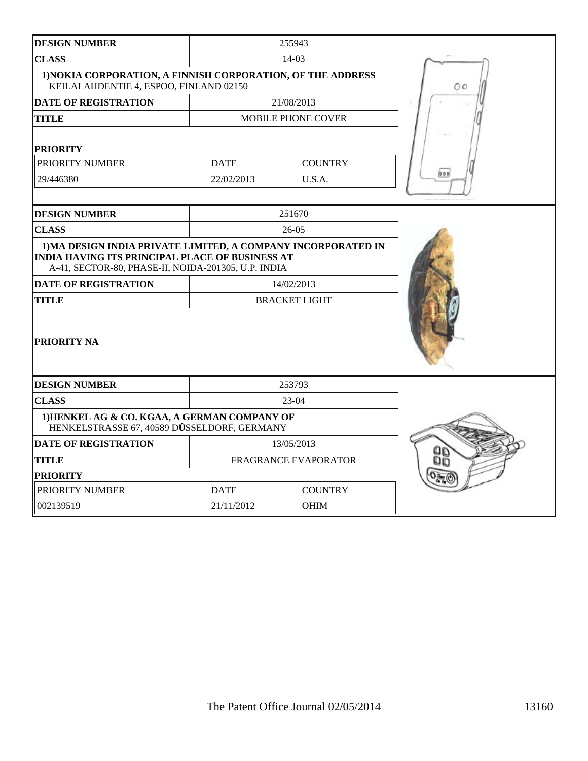| DESIGN NUMBER | 255943 | |
|---|---|---|
| CLASS | 14-03 | |
| 1)NOKIA CORPORATION, A FINNISH CORPORATION, OF THE ADDRESS KEILALAHDENTIE 4, ESPOO, FINLAND 02150 | | |
| DATE OF REGISTRATION | 21/08/2013 | |
| TITLE | MOBILE PHONE COVER | |
| PRIORITY | | |
| PRIORITY NUMBER | DATE | COUNTRY |
| 29/446380 | 22/02/2013 | U.S.A. |

| DESIGN NUMBER | 251670 |
|---|---|
| CLASS | 26-05 |
| 1)MA DESIGN INDIA PRIVATE LIMITED, A COMPANY INCORPORATED IN INDIA HAVING ITS PRINCIPAL PLACE OF BUSINESS AT A-41, SECTOR-80, PHASE-II, NOIDA-201305, U.P. INDIA | |
| DATE OF REGISTRATION | 14/02/2013 |
| TITLE | BRACKET LIGHT |
| PRIORITY NA | |

| DESIGN NUMBER | 253793 | |
|---|---|---|
| CLASS | 23-04 | |
| 1)HENKEL AG & CO. KGAA, A GERMAN COMPANY OF HENKELSTRASSE 67, 40589 DÜSSELDORF, GERMANY | | |
| DATE OF REGISTRATION | 13/05/2013 | |
| TITLE | FRAGRANCE EVAPORATOR | |
| PRIORITY | | |
| PRIORITY NUMBER | DATE | COUNTRY |
| 002139519 | 21/11/2012 | OHIM |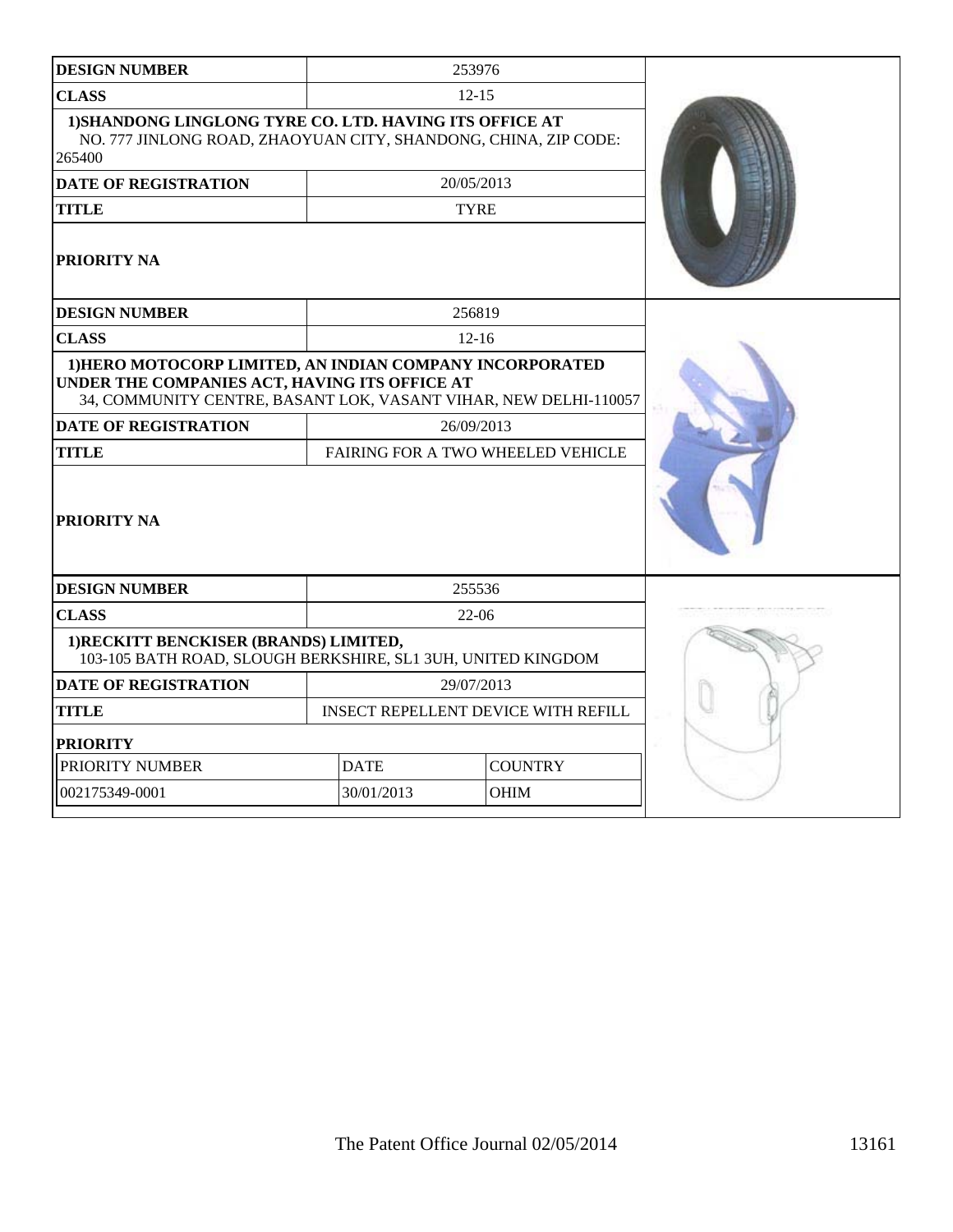| DESIGN NUMBER | 253976 |
|---|---|
| CLASS | 12-15 |
| 1)SHANDONG LINGLONG TYRE CO. LTD. HAVING ITS OFFICE AT NO. 777 JINLONG ROAD, ZHAOYUAN CITY, SHANDONG, CHINA, ZIP CODE: 265400 | |
| DATE OF REGISTRATION | 20/05/2013 |
| TITLE | TYRE |
| PRIORITY NA | |

| DESIGN NUMBER | 256819 |
|---|---|
| CLASS | 12-16 |
| 1)HERO MOTOCORP LIMITED, AN INDIAN COMPANY INCORPORATED UNDER THE COMPANIES ACT, HAVING ITS OFFICE AT 34, COMMUNITY CENTRE, BASANT LOK, VASANT VIHAR, NEW DELHI-110057 | |
| DATE OF REGISTRATION | 26/09/2013 |
| TITLE | FAIRING FOR A TWO WHEELED VEHICLE |
| PRIORITY NA | |

| DESIGN NUMBER | 255536 | |
|---|---|---|
| CLASS | 22-06 | |
| 1)RECKITT BENCKISER (BRANDS) LIMITED, 103-105 BATH ROAD, SLOUGH BERKSHIRE, SL1 3UH, UNITED KINGDOM | | |
| DATE OF REGISTRATION | 29/07/2013 | |
| TITLE | INSECT REPELLENT DEVICE WITH REFILL | |
| PRIORITY | | |
| PRIORITY NUMBER | DATE | COUNTRY |
| 002175349-0001 | 30/01/2013 | OHIM |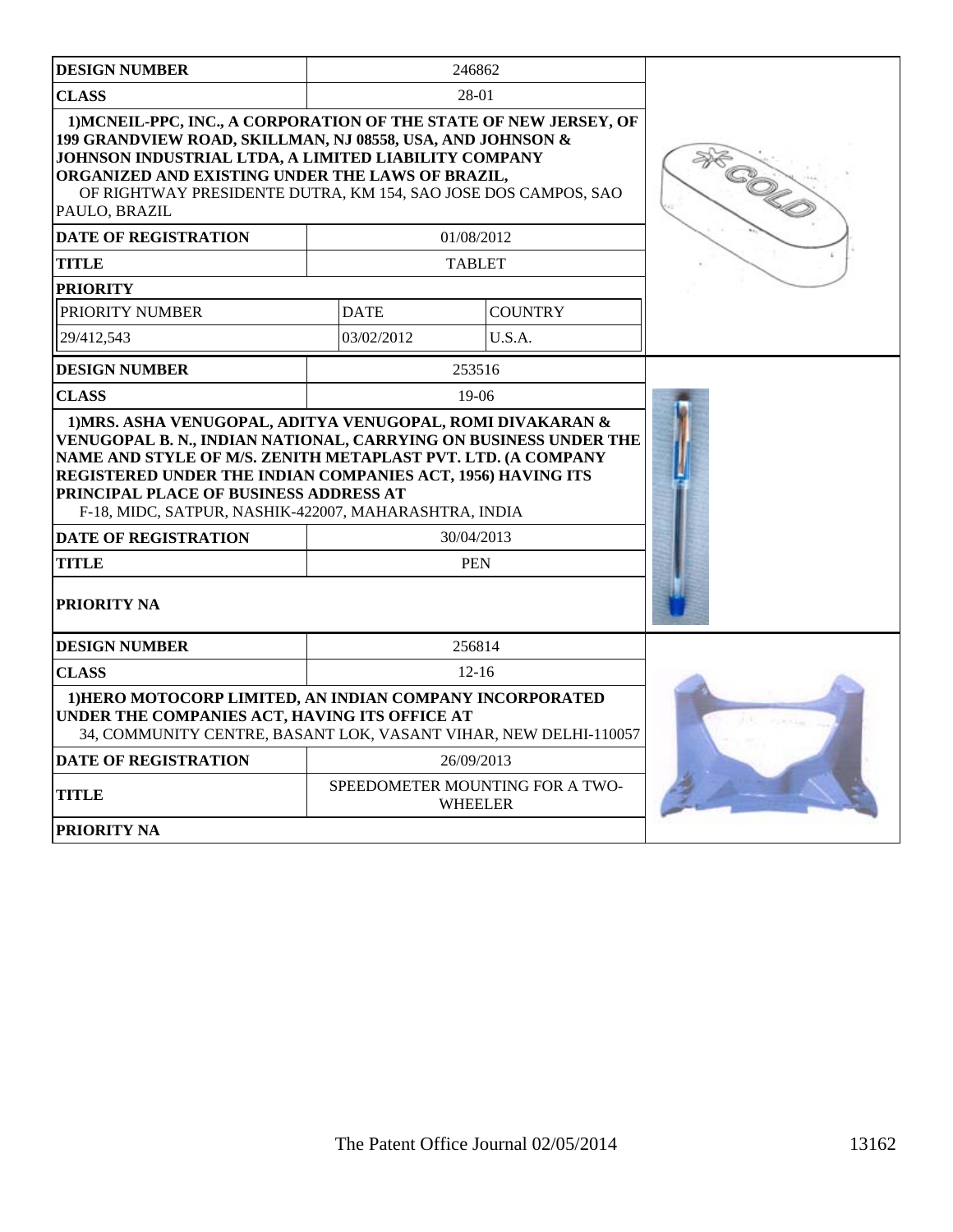| DESIGN NUMBER | 246862 | |
|---|---|---|
| CLASS | 28-01 | |
| 1)MCNEIL-PPC, INC., A CORPORATION OF THE STATE OF NEW JERSEY, OF 199 GRANDVIEW ROAD, SKILLMAN, NJ 08558, USA, AND JOHNSON & JOHNSON INDUSTRIAL LTDA, A LIMITED LIABILITY COMPANY ORGANIZED AND EXISTING UNDER THE LAWS OF BRAZIL, OF RIGHTWAY PRESIDENTE DUTRA, KM 154, SAO JOSE DOS CAMPOS, SAO PAULO, BRAZIL | | |
| DATE OF REGISTRATION | 01/08/2012 | |
| TITLE | TABLET | |
| PRIORITY | | |
| PRIORITY NUMBER | DATE | COUNTRY |
| 29/412,543 | 03/02/2012 | U.S.A. |

| DESIGN NUMBER | 253516 |
|---|---|
| CLASS | 19-06 |
| 1)MRS. ASHA VENUGOPAL, ADITYA VENUGOPAL, ROMI DIVAKARAN & VENUGOPAL B. N., INDIAN NATIONAL, CARRYING ON BUSINESS UNDER THE NAME AND STYLE OF M/S. ZENITH METAPLAST PVT. LTD. (A COMPANY REGISTERED UNDER THE INDIAN COMPANIES ACT, 1956) HAVING ITS PRINCIPAL PLACE OF BUSINESS ADDRESS AT F-18, MIDC, SATPUR, NASHIK-422007, MAHARASHTRA, INDIA | |
| DATE OF REGISTRATION | 30/04/2013 |
| TITLE | PEN |
| PRIORITY NA | |

| DESIGN NUMBER | 256814 |
|---|---|
| CLASS | 12-16 |
| 1)HERO MOTOCORP LIMITED, AN INDIAN COMPANY INCORPORATED UNDER THE COMPANIES ACT, HAVING ITS OFFICE AT 34, COMMUNITY CENTRE, BASANT LOK, VASANT VIHAR, NEW DELHI-110057 | |
| DATE OF REGISTRATION | 26/09/2013 |
| TITLE | SPEEDOMETER MOUNTING FOR A TWO-WHEELER |
| PRIORITY NA | |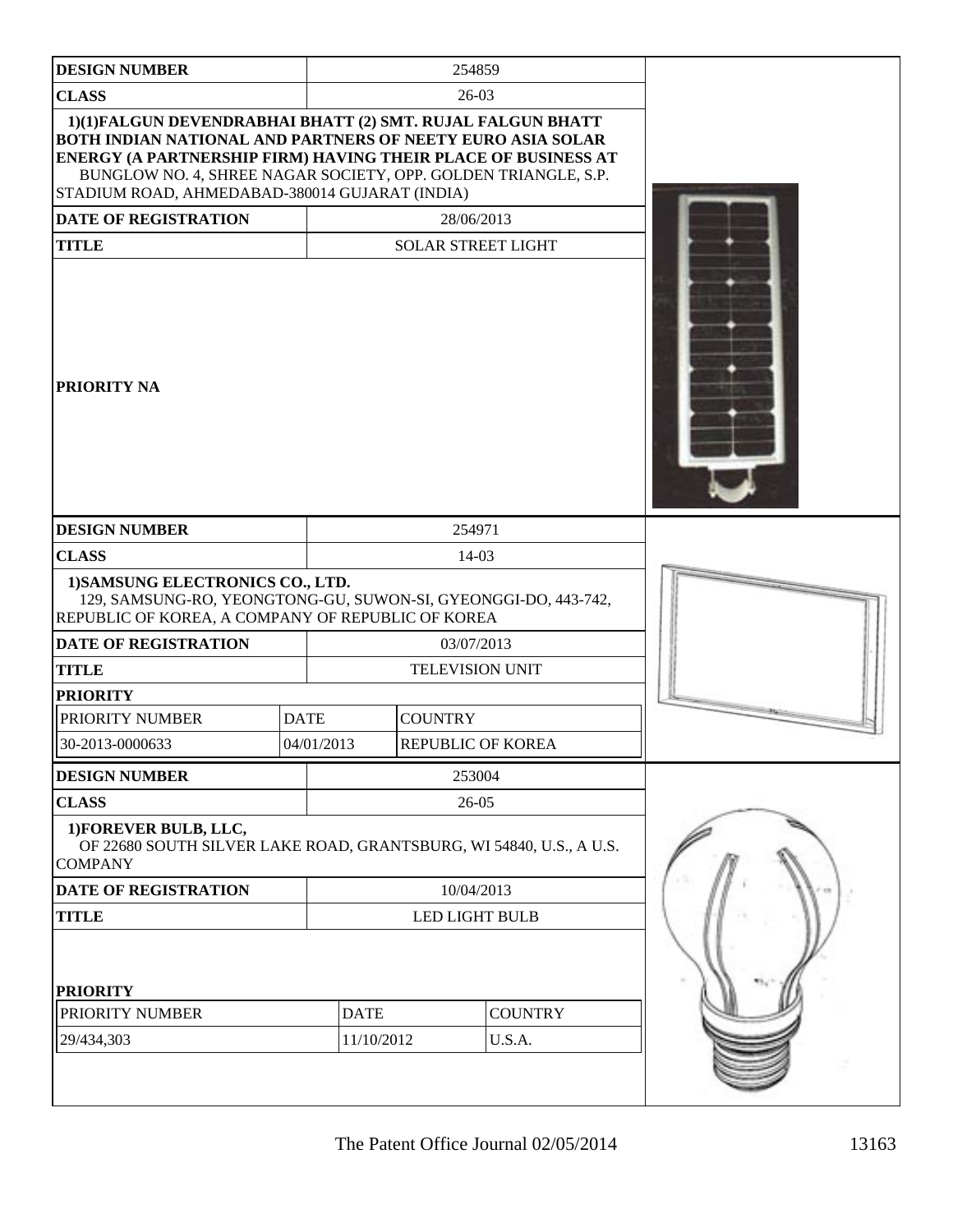| DESIGN NUMBER | 254859 |
|---|---|
| CLASS | 26-03 |
| 1)(1)FALGUN DEVENDRABHAI BHATT (2) SMT. RUJAL FALGUN BHATT BOTH INDIAN NATIONAL AND PARTNERS OF NEETY EURO ASIA SOLAR ENERGY (A PARTNERSHIP FIRM) HAVING THEIR PLACE OF BUSINESS AT BUNGLOW NO. 4, SHREE NAGAR SOCIETY, OPP. GOLDEN TRIANGLE, S.P. STADIUM ROAD, AHMEDABAD-380014 GUJARAT (INDIA) | |
| DATE OF REGISTRATION | 28/06/2013 |
| TITLE | SOLAR STREET LIGHT |
| PRIORITY NA | |

| DESIGN NUMBER | 254971 | |
|---|---|---|
| CLASS | 14-03 | |
| 1)SAMSUNG ELECTRONICS CO., LTD. 129, SAMSUNG-RO, YEONGTONG-GU, SUWON-SI, GYEONGGI-DO, 443-742, REPUBLIC OF KOREA, A COMPANY OF REPUBLIC OF KOREA | | |
| DATE OF REGISTRATION | 03/07/2013 | |
| TITLE | TELEVISION UNIT | |
| PRIORITY | | |
| PRIORITY NUMBER | DATE | COUNTRY |
| 30-2013-0000633 | 04/01/2013 | REPUBLIC OF KOREA |

| DESIGN NUMBER | 253004 | |
|---|---|---|
| CLASS | 26-05 | |
| 1)FOREVER BULB, LLC, OF 22680 SOUTH SILVER LAKE ROAD, GRANTSBURG, WI 54840, U.S., A U.S. COMPANY | | |
| DATE OF REGISTRATION | 10/04/2013 | |
| TITLE | LED LIGHT BULB | |
| PRIORITY | | |
| PRIORITY NUMBER | DATE | COUNTRY |
| 29/434,303 | 11/10/2012 | U.S.A. |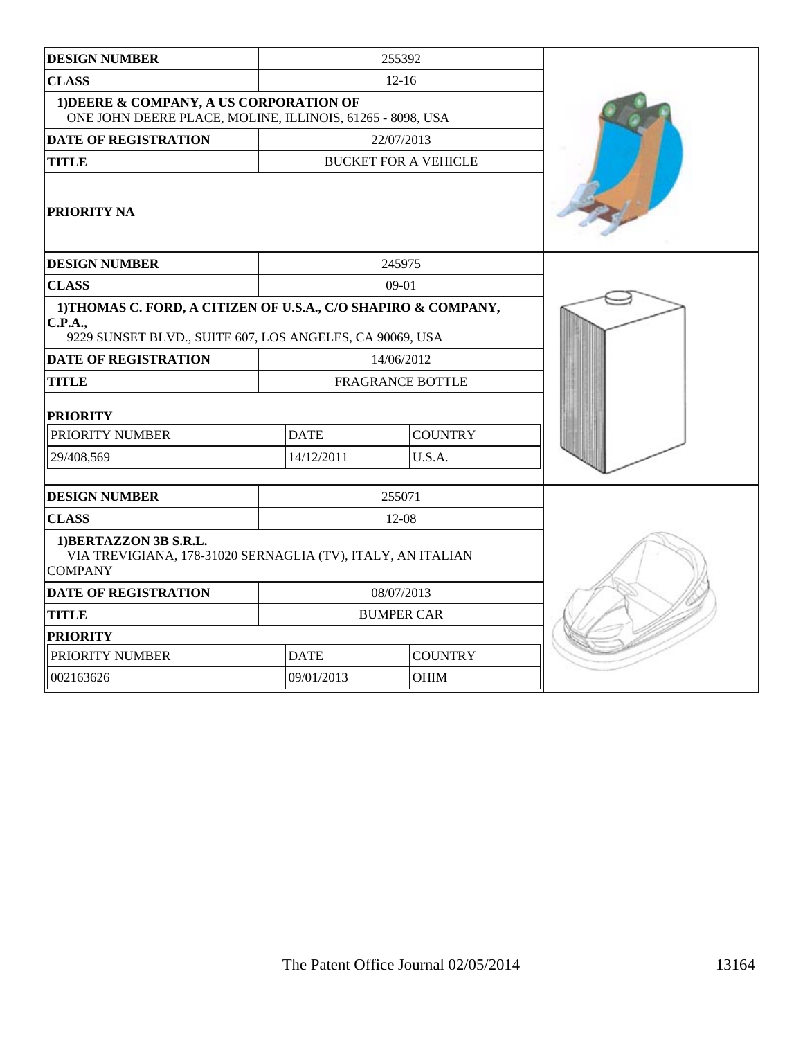| DESIGN NUMBER | 255392 | |
|---|---|---|
| CLASS | 12-16 | |
| **1)DEERE & COMPANY, A US CORPORATION OF** ONE JOHN DEERE PLACE, MOLINE, ILLINOIS, 61265 - 8098, USA | | |
| DATE OF REGISTRATION | 22/07/2013 | |
| TITLE | BUCKET FOR A VEHICLE | |
| PRIORITY NA | | |

| DESIGN NUMBER | 245975 | |
|---|---|---|
| CLASS | 09-01 | |
| **1)THOMAS C. FORD, A CITIZEN OF U.S.A., C/O SHAPIRO & COMPANY, C.P.A.,** 9229 SUNSET BLVD., SUITE 607, LOS ANGELES, CA 90069, USA | | |
| DATE OF REGISTRATION | 14/06/2012 | |
| TITLE | FRAGRANCE BOTTLE | |
| **PRIORITY** | | |
| PRIORITY NUMBER | DATE | COUNTRY |
| 29/408,569 | 14/12/2011 | U.S.A. |

| DESIGN NUMBER | 255071 | |
|---|---|---|
| CLASS | 12-08 | |
| **1)BERTAZZON 3B S.R.L.** VIA TREVIGIANA, 178-31020 SERNAGLIA (TV), ITALY, AN ITALIAN COMPANY | | |
| DATE OF REGISTRATION | 08/07/2013 | |
| TITLE | BUMPER CAR | |
| **PRIORITY** | | |
| PRIORITY NUMBER | DATE | COUNTRY |
| 002163626 | 09/01/2013 | OHIM |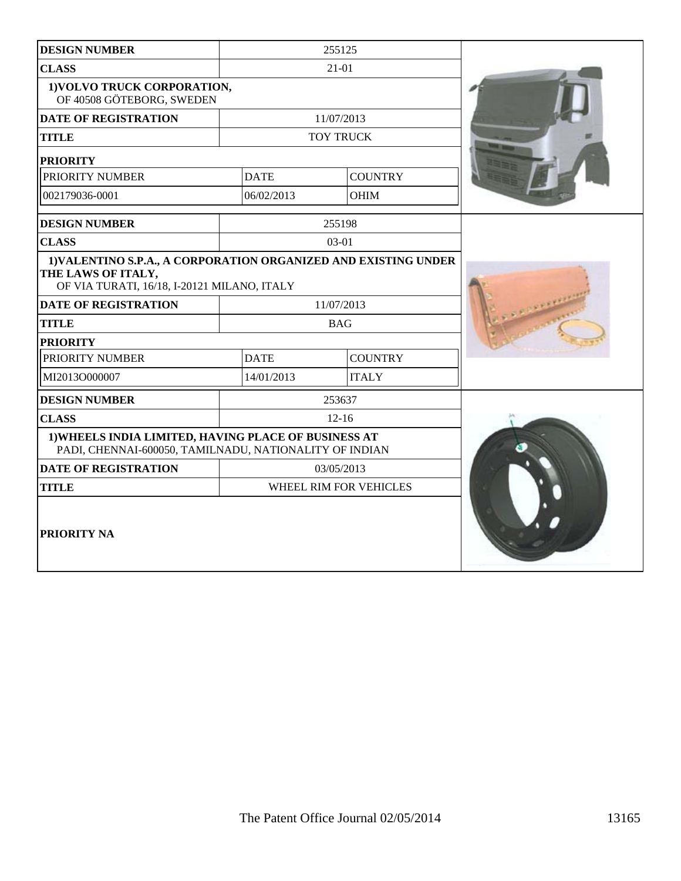| DESIGN NUMBER | 255125 | |
|---|---|---|
| CLASS | 21-01 | |
| 1)VOLVO TRUCK CORPORATION, OF 40508 GÖTEBORG, SWEDEN | | |
| DATE OF REGISTRATION | 11/07/2013 | |
| TITLE | TOY TRUCK | |
| PRIORITY | | |
| PRIORITY NUMBER | DATE | COUNTRY |
| 002179036-0001 | 06/02/2013 | OHIM |

| DESIGN NUMBER | 255198 | |
|---|---|---|
| CLASS | 03-01 | |
| 1)VALENTINO S.P.A., A CORPORATION ORGANIZED AND EXISTING UNDER THE LAWS OF ITALY, OF VIA TURATI, 16/18, I-20121 MILANO, ITALY | | |
| DATE OF REGISTRATION | 11/07/2013 | |
| TITLE | BAG | |
| PRIORITY | | |
| PRIORITY NUMBER | DATE | COUNTRY |
| MI2013O000007 | 14/01/2013 | ITALY |

| DESIGN NUMBER | 253637 |
|---|---|
| CLASS | 12-16 |
| 1)WHEELS INDIA LIMITED, HAVING PLACE OF BUSINESS AT PADI, CHENNAI-600050, TAMILNADU, NATIONALITY OF INDIAN | |
| DATE OF REGISTRATION | 03/05/2013 |
| TITLE | WHEEL RIM FOR VEHICLES |
| PRIORITY NA | |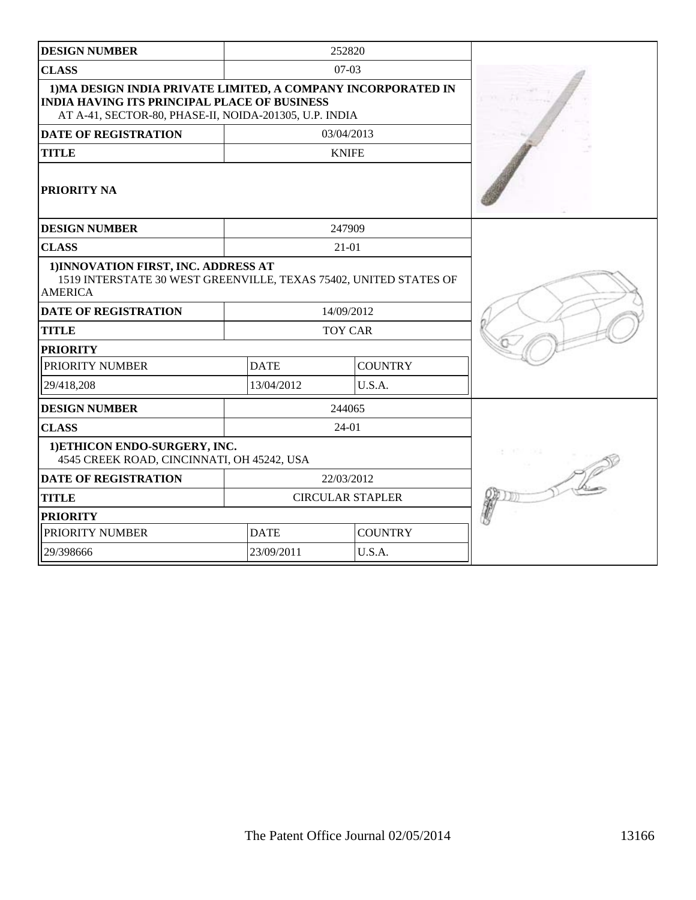| DESIGN NUMBER | 252820 | |
|---|---|---|
| CLASS | 07-03 | |
| 1)MA DESIGN INDIA PRIVATE LIMITED, A COMPANY INCORPORATED IN INDIA HAVING ITS PRINCIPAL PLACE OF BUSINESS AT A-41, SECTOR-80, PHASE-II, NOIDA-201305, U.P. INDIA | | |
| DATE OF REGISTRATION | 03/04/2013 | |
| TITLE | KNIFE | |
| PRIORITY NA | | |

| DESIGN NUMBER | 247909 | |
|---|---|---|
| CLASS | 21-01 | |
| 1)INNOVATION FIRST, INC. ADDRESS AT 1519 INTERSTATE 30 WEST GREENVILLE, TEXAS 75402, UNITED STATES OF AMERICA | | |
| DATE OF REGISTRATION | 14/09/2012 | |
| TITLE | TOY CAR | |
| PRIORITY | | |
| PRIORITY NUMBER | DATE | COUNTRY |
| 29/418,208 | 13/04/2012 | U.S.A. |

| DESIGN NUMBER | 244065 | |
|---|---|---|
| CLASS | 24-01 | |
| 1)ETHICON ENDO-SURGERY, INC. 4545 CREEK ROAD, CINCINNATI, OH 45242, USA | | |
| DATE OF REGISTRATION | 22/03/2012 | |
| TITLE | CIRCULAR STAPLER | |
| PRIORITY | | |
| PRIORITY NUMBER | DATE | COUNTRY |
| 29/398666 | 23/09/2011 | U.S.A. |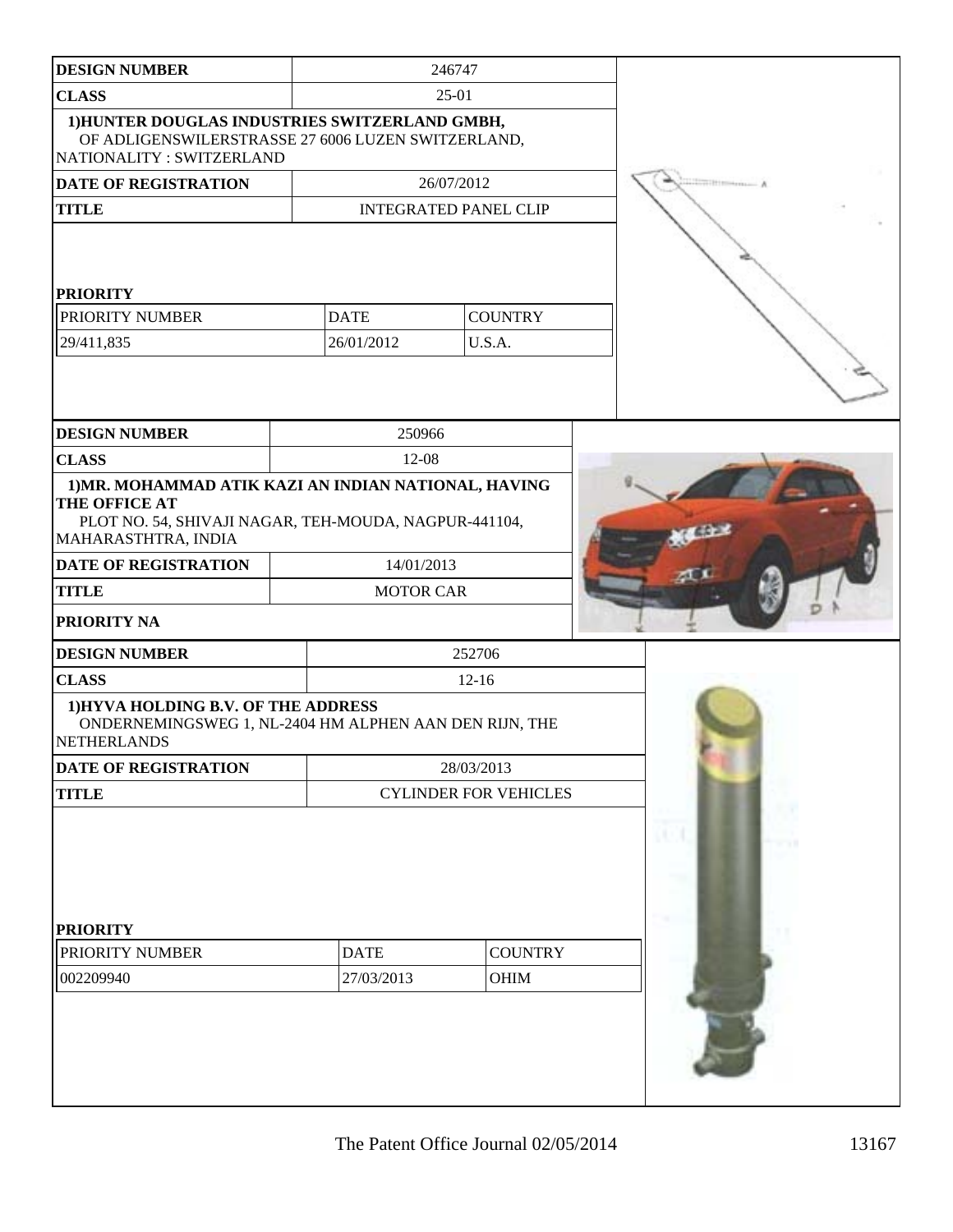| DESIGN NUMBER | 246747 |
|---|---|
| CLASS | 25-01 |
| 1)HUNTER DOUGLAS INDUSTRIES SWITZERLAND GMBH, OF ADLIGENSWILERSTRASSE 27 6006 LUZEN SWITZERLAND, NATIONALITY : SWITZERLAND | |
| DATE OF REGISTRATION | 26/07/2012 |
| TITLE | INTEGRATED PANEL CLIP |

**PRIORITY**

| PRIORITY NUMBER | DATE | COUNTRY |
|---|---|---|
| 29/411,835 | 26/01/2012 | U.S.A. |

| DESIGN NUMBER | 250966 |
|---|---|
| CLASS | 12-08 |
| 1)MR. MOHAMMAD ATIK KAZI AN INDIAN NATIONAL, HAVING THE OFFICE AT PLOT NO. 54, SHIVAJI NAGAR, TEH-MOUDA, NAGPUR-441104, MAHARASTHTRA, INDIA | |
| DATE OF REGISTRATION | 14/01/2013 |
| TITLE | MOTOR CAR |
| PRIORITY NA | |

| DESIGN NUMBER | 252706 |
|---|---|
| CLASS | 12-16 |
| 1)HYVA HOLDING B.V. OF THE ADDRESS ONDERNEMINGSWEG 1, NL-2404 HM ALPHEN AAN DEN RIJN, THE NETHERLANDS | |
| DATE OF REGISTRATION | 28/03/2013 |
| TITLE | CYLINDER FOR VEHICLES |

**PRIORITY**

| PRIORITY NUMBER | DATE | COUNTRY |
|---|---|---|
| 002209940 | 27/03/2013 | OHIM |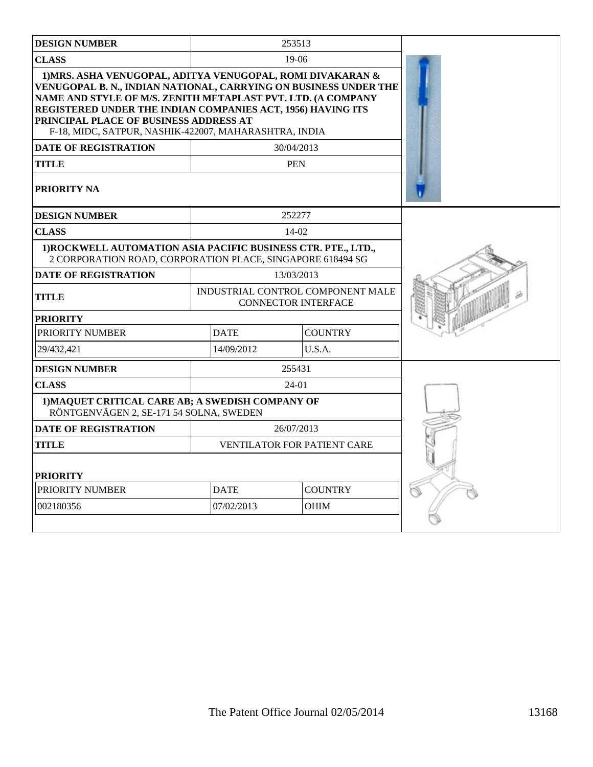| DESIGN NUMBER | 253513 | |
|---|---|---|
| CLASS | 19-06 | |
| 1)MRS. ASHA VENUGOPAL, ADITYA VENUGOPAL, ROMI DIVAKARAN & VENUGOPAL B. N., INDIAN NATIONAL, CARRYING ON BUSINESS UNDER THE NAME AND STYLE OF M/S. ZENITH METAPLAST PVT. LTD. (A COMPANY REGISTERED UNDER THE INDIAN COMPANIES ACT, 1956) HAVING ITS PRINCIPAL PLACE OF BUSINESS ADDRESS AT F-18, MIDC, SATPUR, NASHIK-422007, MAHARASHTRA, INDIA | | |
| DATE OF REGISTRATION | 30/04/2013 | |
| TITLE | PEN | |
| PRIORITY NA | | |

| DESIGN NUMBER | 252277 | |
|---|---|---|
| CLASS | 14-02 | |
| 1)ROCKWELL AUTOMATION ASIA PACIFIC BUSINESS CTR. PTE., LTD., 2 CORPORATION ROAD, CORPORATION PLACE, SINGAPORE 618494 SG | | |
| DATE OF REGISTRATION | 13/03/2013 | |
| TITLE | INDUSTRIAL CONTROL COMPONENT MALE CONNECTOR INTERFACE | |
| PRIORITY | | |
| PRIORITY NUMBER | DATE | COUNTRY |
| 29/432,421 | 14/09/2012 | U.S.A. |

| DESIGN NUMBER | 255431 | |
|---|---|---|
| CLASS | 24-01 | |
| 1)MAQUET CRITICAL CARE AB; A SWEDISH COMPANY OF RÖNTGENVÄGEN 2, SE-171 54 SOLNA, SWEDEN | | |
| DATE OF REGISTRATION | 26/07/2013 | |
| TITLE | VENTILATOR FOR PATIENT CARE | |
| PRIORITY | | |
| PRIORITY NUMBER | DATE | COUNTRY |
| 002180356 | 07/02/2013 | OHIM |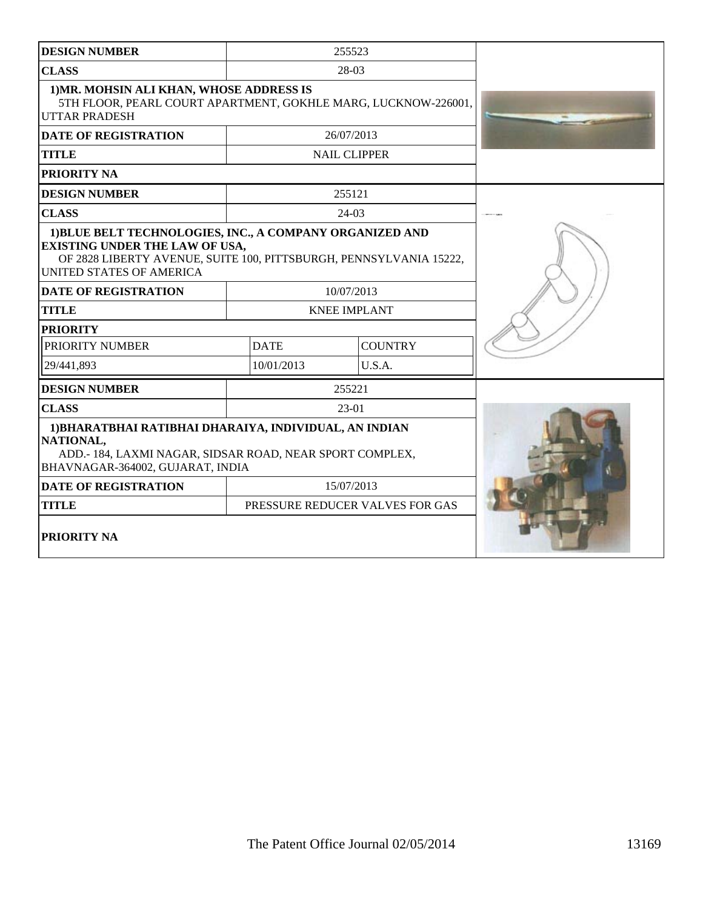| DESIGN NUMBER | 255523 | |
|---|---|---|
| CLASS | 28-03 | |
| 1)MR. MOHSIN ALI KHAN, WHOSE ADDRESS IS 5TH FLOOR, PEARL COURT APARTMENT, GOKHLE MARG, LUCKNOW-226001, UTTAR PRADESH | | |
| DATE OF REGISTRATION | 26/07/2013 | |
| TITLE | NAIL CLIPPER | |
| PRIORITY NA | | |

| DESIGN NUMBER | 255121 | |
|---|---|---|
| CLASS | 24-03 | |
| 1)BLUE BELT TECHNOLOGIES, INC., A COMPANY ORGANIZED AND EXISTING UNDER THE LAW OF USA, OF 2828 LIBERTY AVENUE, SUITE 100, PITTSBURGH, PENNSYLVANIA 15222, UNITED STATES OF AMERICA | | |
| DATE OF REGISTRATION | 10/07/2013 | |
| TITLE | KNEE IMPLANT | |
| PRIORITY | | |
| PRIORITY NUMBER | DATE | COUNTRY |
| 29/441,893 | 10/01/2013 | U.S.A. |

| DESIGN NUMBER | 255221 | |
|---|---|---|
| CLASS | 23-01 | |
| 1)BHARATBHAI RATIBHAI DHARAIYA, INDIVIDUAL, AN INDIAN NATIONAL, ADD.- 184, LAXMI NAGAR, SIDSAR ROAD, NEAR SPORT COMPLEX, BHAVNAGAR-364002, GUJARAT, INDIA | | |
| DATE OF REGISTRATION | 15/07/2013 | |
| TITLE | PRESSURE REDUCER VALVES FOR GAS | |
| PRIORITY NA | | |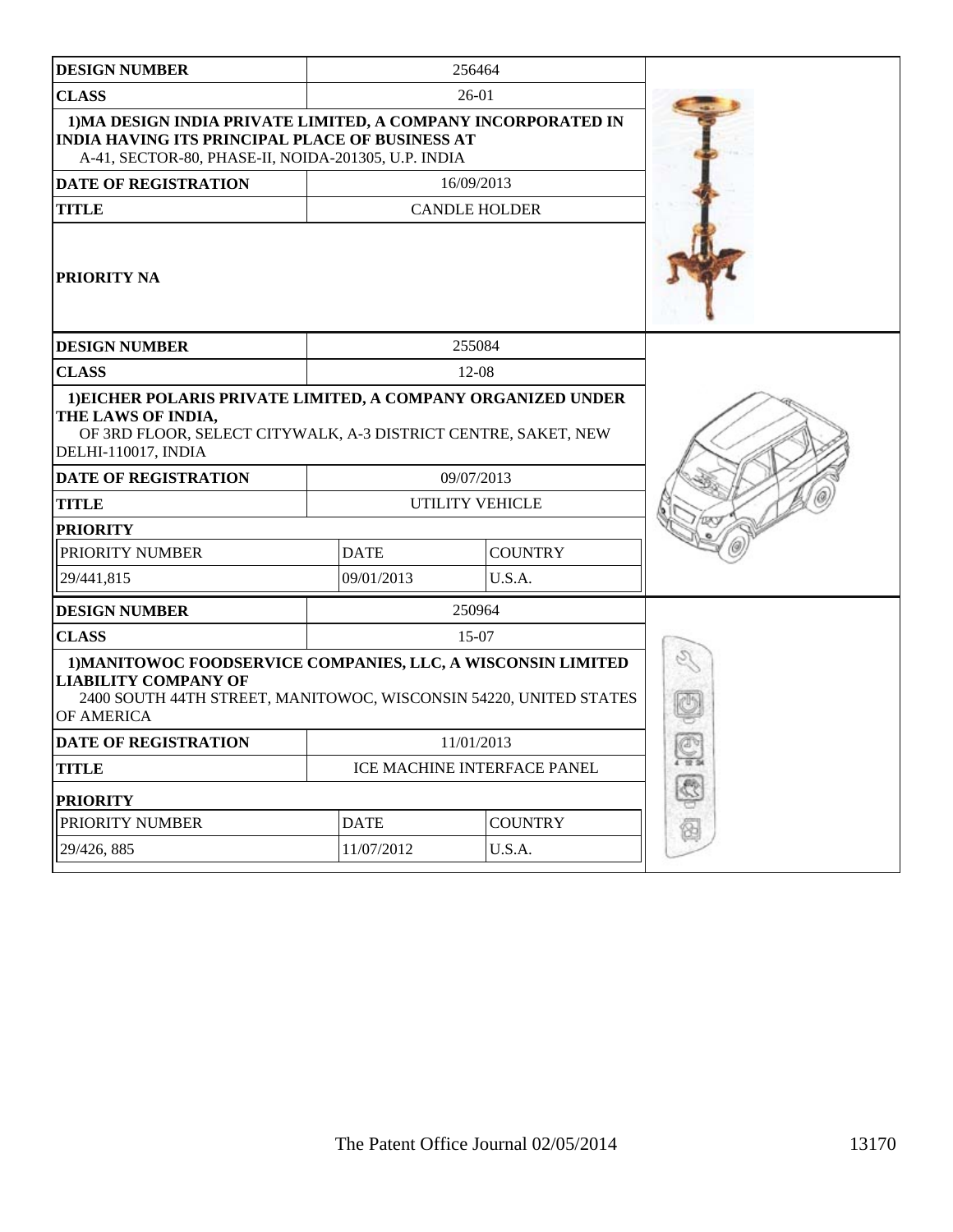| DESIGN NUMBER | 256464 | |
|---|---|---|
| CLASS | 26-01 | |
| 1)MA DESIGN INDIA PRIVATE LIMITED, A COMPANY INCORPORATED IN INDIA HAVING ITS PRINCIPAL PLACE OF BUSINESS AT A-41, SECTOR-80, PHASE-II, NOIDA-201305, U.P. INDIA | | |
| DATE OF REGISTRATION | 16/09/2013 | |
| TITLE | CANDLE HOLDER | |
| PRIORITY NA | | |

| DESIGN NUMBER | 255084 | |
|---|---|---|
| CLASS | 12-08 | |
| 1)EICHER POLARIS PRIVATE LIMITED, A COMPANY ORGANIZED UNDER THE LAWS OF INDIA, OF 3RD FLOOR, SELECT CITYWALK, A-3 DISTRICT CENTRE, SAKET, NEW DELHI-110017, INDIA | | |
| DATE OF REGISTRATION | 09/07/2013 | |
| TITLE | UTILITY VEHICLE | |
| PRIORITY | | |
| PRIORITY NUMBER | DATE | COUNTRY |
| 29/441,815 | 09/01/2013 | U.S.A. |

| DESIGN NUMBER | 250964 | |
|---|---|---|
| CLASS | 15-07 | |
| 1)MANITOWOC FOODSERVICE COMPANIES, LLC, A WISCONSIN LIMITED LIABILITY COMPANY OF 2400 SOUTH 44TH STREET, MANITOWOC, WISCONSIN 54220, UNITED STATES OF AMERICA | | |
| DATE OF REGISTRATION | 11/01/2013 | |
| TITLE | ICE MACHINE INTERFACE PANEL | |
| PRIORITY | | |
| PRIORITY NUMBER | DATE | COUNTRY |
| 29/426, 885 | 11/07/2012 | U.S.A. |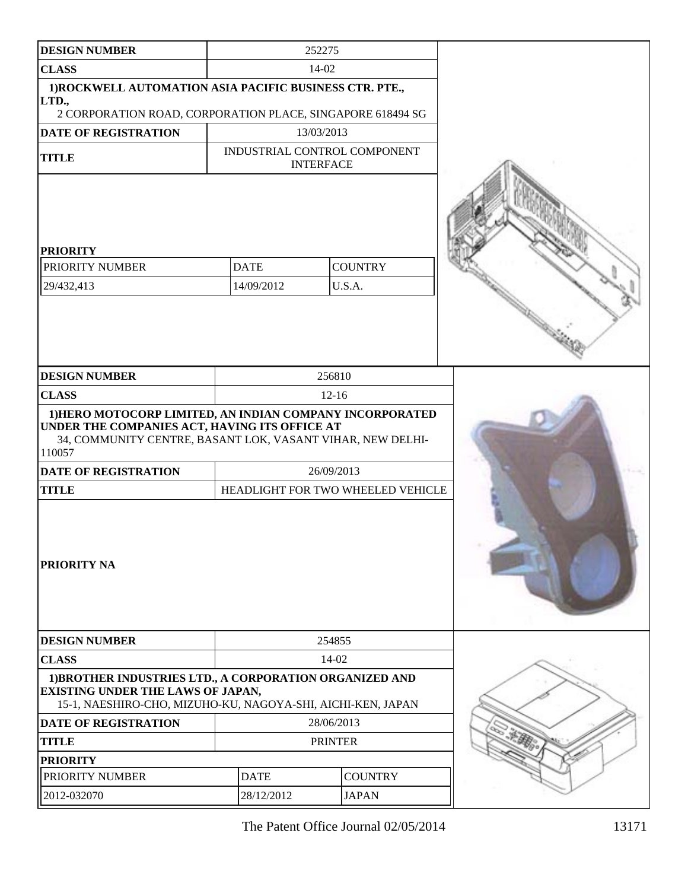| DESIGN NUMBER | 252275 | |
|---|---|---|
| CLASS | 14-02 | |
| 1)ROCKWELL AUTOMATION ASIA PACIFIC BUSINESS CTR. PTE., LTD., 2 CORPORATION ROAD, CORPORATION PLACE, SINGAPORE 618494 SG | | |
| DATE OF REGISTRATION | 13/03/2013 | |
| TITLE | INDUSTRIAL CONTROL COMPONENT INTERFACE | |
| PRIORITY | | |
| PRIORITY NUMBER | DATE | COUNTRY |
| 29/432,413 | 14/09/2012 | U.S.A. |

| DESIGN NUMBER | 256810 |
|---|---|
| CLASS | 12-16 |
| 1)HERO MOTOCORP LIMITED, AN INDIAN COMPANY INCORPORATED UNDER THE COMPANIES ACT, HAVING ITS OFFICE AT 34, COMMUNITY CENTRE, BASANT LOK, VASANT VIHAR, NEW DELHI-110057 | |
| DATE OF REGISTRATION | 26/09/2013 |
| TITLE | HEADLIGHT FOR TWO WHEELED VEHICLE |
| PRIORITY NA | |

| DESIGN NUMBER | 254855 | |
|---|---|---|
| CLASS | 14-02 | |
| 1)BROTHER INDUSTRIES LTD., A CORPORATION ORGANIZED AND EXISTING UNDER THE LAWS OF JAPAN, 15-1, NAESHIRO-CHO, MIZUHO-KU, NAGOYA-SHI, AICHI-KEN, JAPAN | | |
| DATE OF REGISTRATION | 28/06/2013 | |
| TITLE | PRINTER | |
| PRIORITY | | |
| PRIORITY NUMBER | DATE | COUNTRY |
| 2012-032070 | 28/12/2012 | JAPAN |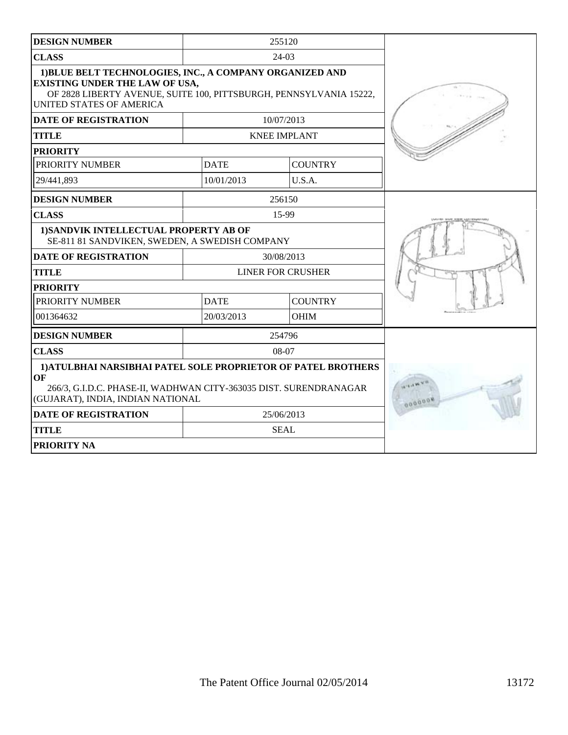| DESIGN NUMBER | 255120 | |
|---|---|---|
| CLASS | 24-03 | |
| **1)BLUE BELT TECHNOLOGIES, INC., A COMPANY ORGANIZED AND EXISTING UNDER THE LAW OF USA,** OF 2828 LIBERTY AVENUE, SUITE 100, PITTSBURGH, PENNSYLVANIA 15222, UNITED STATES OF AMERICA | | |
| DATE OF REGISTRATION | 10/07/2013 | |
| TITLE | KNEE IMPLANT | |
| PRIORITY | | |
| PRIORITY NUMBER | DATE | COUNTRY |
| 29/441,893 | 10/01/2013 | U.S.A. |

| DESIGN NUMBER | 256150 | |
|---|---|---|
| CLASS | 15-99 | |
| **1)SANDVIK INTELLECTUAL PROPERTY AB OF** SE-811 81 SANDVIKEN, SWEDEN, A SWEDISH COMPANY | | |
| DATE OF REGISTRATION | 30/08/2013 | |
| TITLE | LINER FOR CRUSHER | |
| PRIORITY | | |
| PRIORITY NUMBER | DATE | COUNTRY |
| 001364632 | 20/03/2013 | OHIM |

| DESIGN NUMBER | 254796 |
|---|---|
| CLASS | 08-07 |
| **1)ATULBHAI NARSIBHAI PATEL SOLE PROPRIETOR OF PATEL BROTHERS OF** 266/3, G.I.D.C. PHASE-II, WADHWAN CITY-363035 DIST. SURENDRANAGAR (GUJARAT), INDIA, INDIAN NATIONAL | |
| DATE OF REGISTRATION | 25/06/2013 |
| TITLE | SEAL |
| PRIORITY NA | |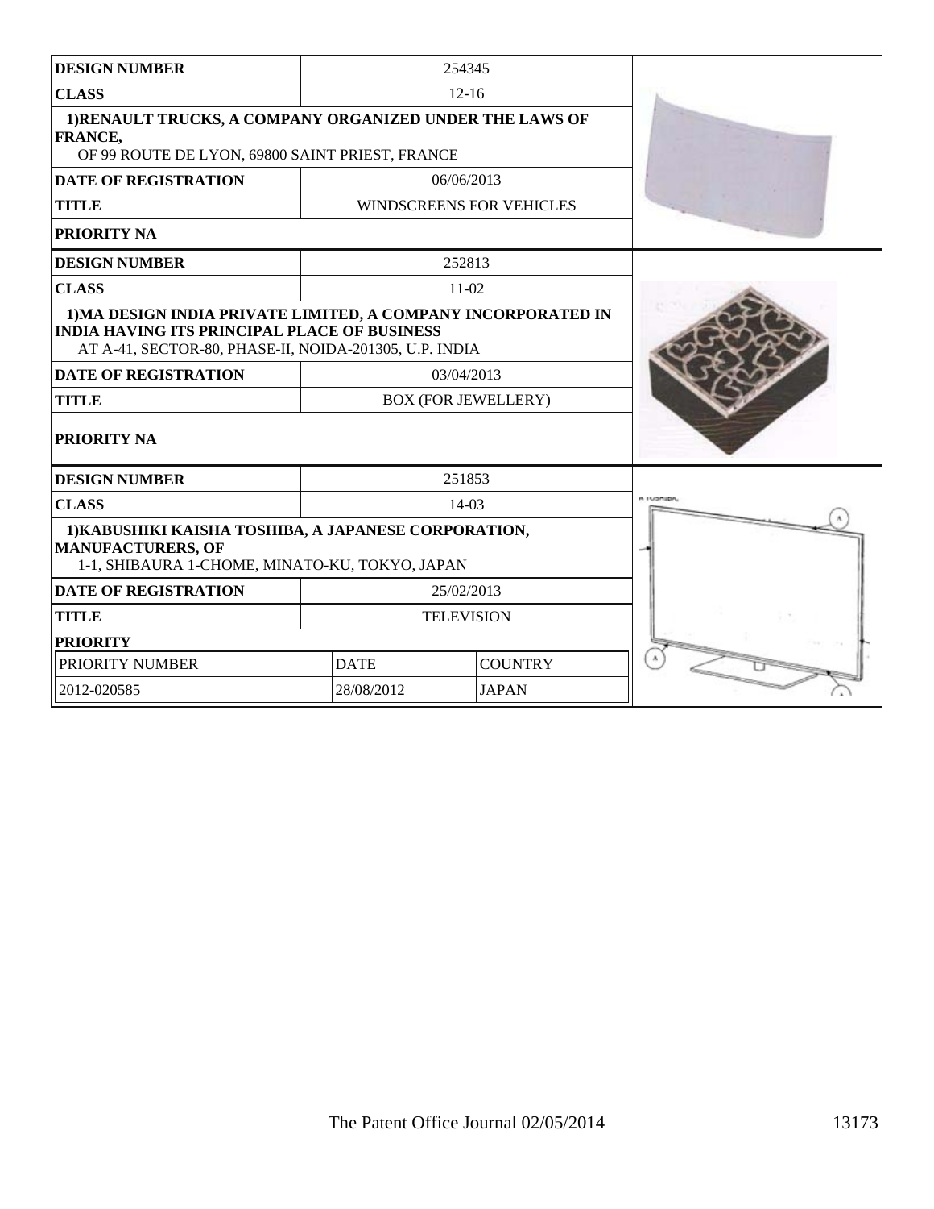| DESIGN NUMBER | 254345 |
|---|---|
| CLASS | 12-16 |
| 1)RENAULT TRUCKS, A COMPANY ORGANIZED UNDER THE LAWS OF FRANCE, OF 99 ROUTE DE LYON, 69800 SAINT PRIEST, FRANCE | |
| DATE OF REGISTRATION | 06/06/2013 |
| TITLE | WINDSCREENS FOR VEHICLES |
| PRIORITY NA | |

| DESIGN NUMBER | 252813 |
|---|---|
| CLASS | 11-02 |
| 1)MA DESIGN INDIA PRIVATE LIMITED, A COMPANY INCORPORATED IN INDIA HAVING ITS PRINCIPAL PLACE OF BUSINESS AT A-41, SECTOR-80, PHASE-II, NOIDA-201305, U.P. INDIA | |
| DATE OF REGISTRATION | 03/04/2013 |
| TITLE | BOX (FOR JEWELLERY) |
| PRIORITY NA | |

| DESIGN NUMBER | 251853 | |
|---|---|---|
| CLASS | 14-03 | |
| 1)KABUSHIKI KAISHA TOSHIBA, A JAPANESE CORPORATION, MANUFACTURERS, OF 1-1, SHIBAURA 1-CHOME, MINATO-KU, TOKYO, JAPAN | | |
| DATE OF REGISTRATION | 25/02/2013 | |
| TITLE | TELEVISION | |
| PRIORITY | | |
| PRIORITY NUMBER | DATE | COUNTRY |
| 2012-020585 | 28/08/2012 | JAPAN |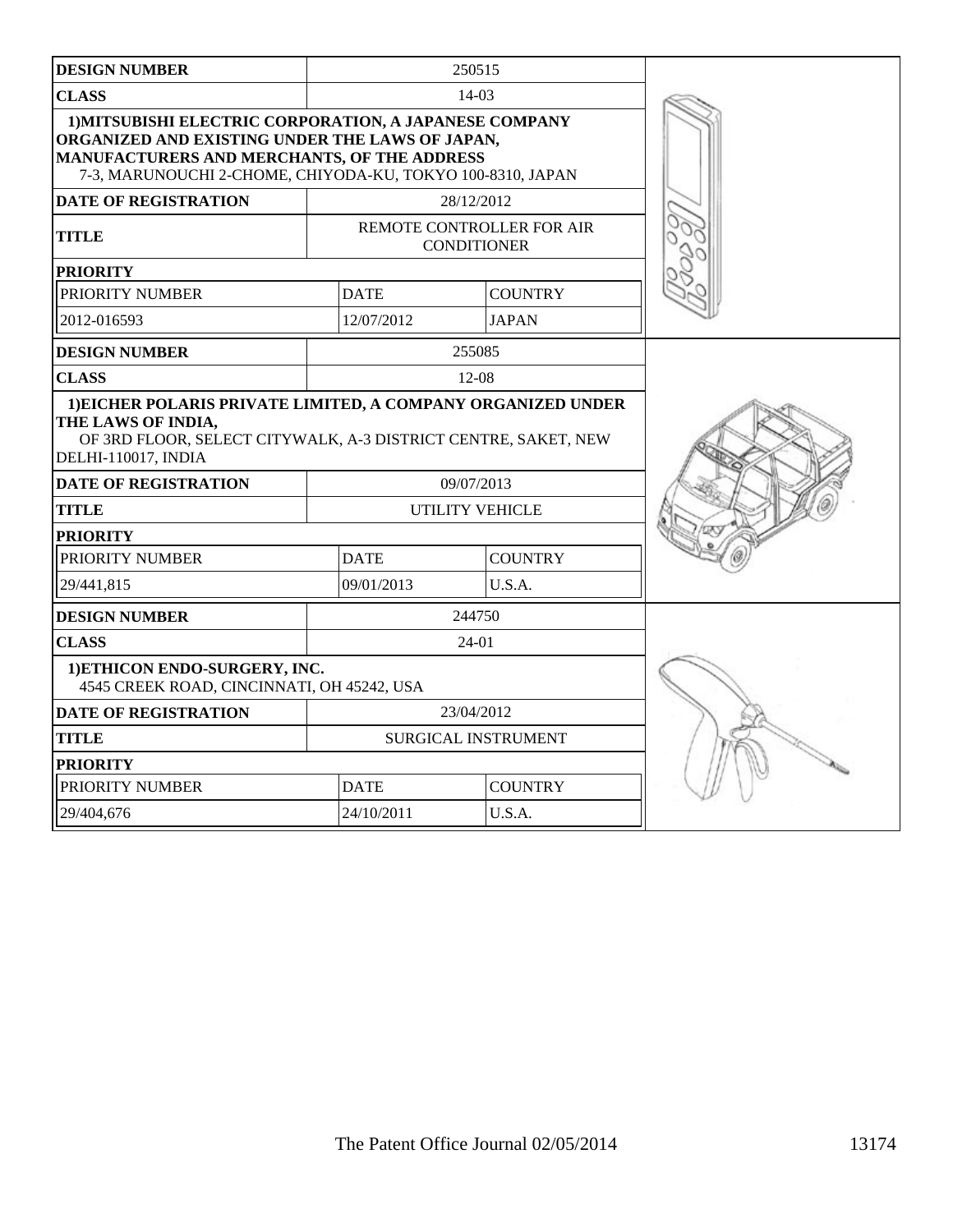| DESIGN NUMBER | 250515 | |
|---|---|---|
| CLASS | 14-03 | |
| 1)MITSUBISHI ELECTRIC CORPORATION, A JAPANESE COMPANY ORGANIZED AND EXISTING UNDER THE LAWS OF JAPAN, MANUFACTURERS AND MERCHANTS, OF THE ADDRESS 7-3, MARUNOUCHI 2-CHOME, CHIYODA-KU, TOKYO 100-8310, JAPAN | | |
| DATE OF REGISTRATION | 28/12/2012 | |
| TITLE | REMOTE CONTROLLER FOR AIR CONDITIONER | |
| PRIORITY | | |
| PRIORITY NUMBER | DATE | COUNTRY |
| 2012-016593 | 12/07/2012 | JAPAN |

| DESIGN NUMBER | 255085 | |
|---|---|---|
| CLASS | 12-08 | |
| 1)EICHER POLARIS PRIVATE LIMITED, A COMPANY ORGANIZED UNDER THE LAWS OF INDIA, OF 3RD FLOOR, SELECT CITYWALK, A-3 DISTRICT CENTRE, SAKET, NEW DELHI-110017, INDIA | | |
| DATE OF REGISTRATION | 09/07/2013 | |
| TITLE | UTILITY VEHICLE | |
| PRIORITY | | |
| PRIORITY NUMBER | DATE | COUNTRY |
| 29/441,815 | 09/01/2013 | U.S.A. |

| DESIGN NUMBER | 244750 | |
|---|---|---|
| CLASS | 24-01 | |
| 1)ETHICON ENDO-SURGERY, INC. 4545 CREEK ROAD, CINCINNATI, OH 45242, USA | | |
| DATE OF REGISTRATION | 23/04/2012 | |
| TITLE | SURGICAL INSTRUMENT | |
| PRIORITY | | |
| PRIORITY NUMBER | DATE | COUNTRY |
| 29/404,676 | 24/10/2011 | U.S.A. |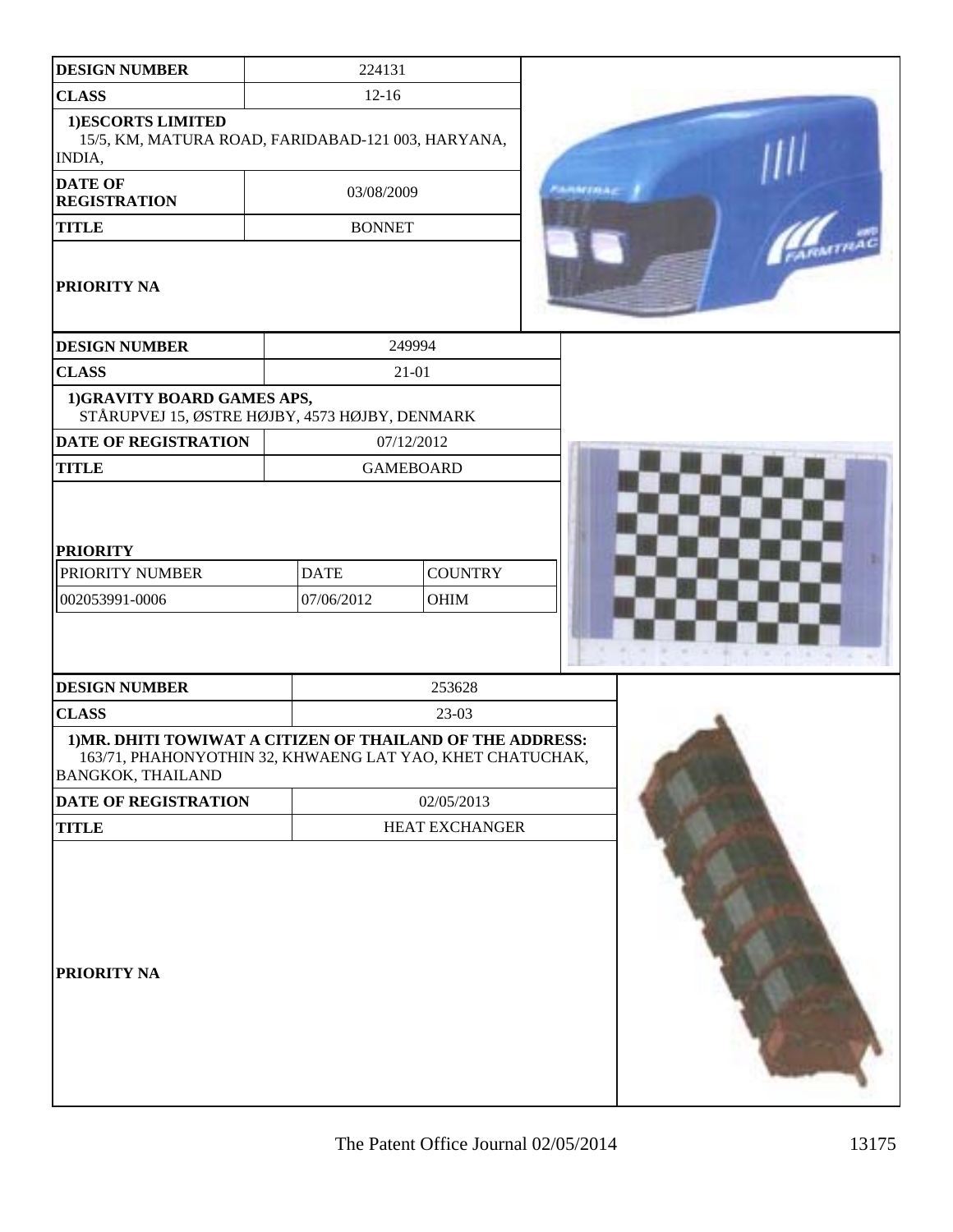| DESIGN NUMBER | 224131 |
|---|---|
| CLASS | 12-16 |
| 1)ESCORTS LIMITED<br>15/5, KM, MATURA ROAD, FARIDABAD-121 003, HARYANA, INDIA, | |
| DATE OF REGISTRATION | 03/08/2009 |
| TITLE | BONNET |
| PRIORITY NA | |

| DESIGN NUMBER | 249994 | |
|---|---|---|
| CLASS | 21-01 | |
| 1)GRAVITY BOARD GAMES APS,<br>STÅRUPVEJ 15, ØSTRE HØJBY, 4573 HØJBY, DENMARK | | |
| DATE OF REGISTRATION | 07/12/2012 | |
| TITLE | GAMEBOARD | |
| PRIORITY | | |
| PRIORITY NUMBER | DATE | COUNTRY |
| 002053991-0006 | 07/06/2012 | OHIM |

| DESIGN NUMBER | 253628 |
|---|---|
| CLASS | 23-03 |
| 1)MR. DHITI TOWIWAT A CITIZEN OF THAILAND OF THE ADDRESS:<br>163/71, PHAHONYOTHIN 32, KHWAENG LAT YAO, KHET CHATUCHAK, BANGKOK, THAILAND | |
| DATE OF REGISTRATION | 02/05/2013 |
| TITLE | HEAT EXCHANGER |
| PRIORITY NA | |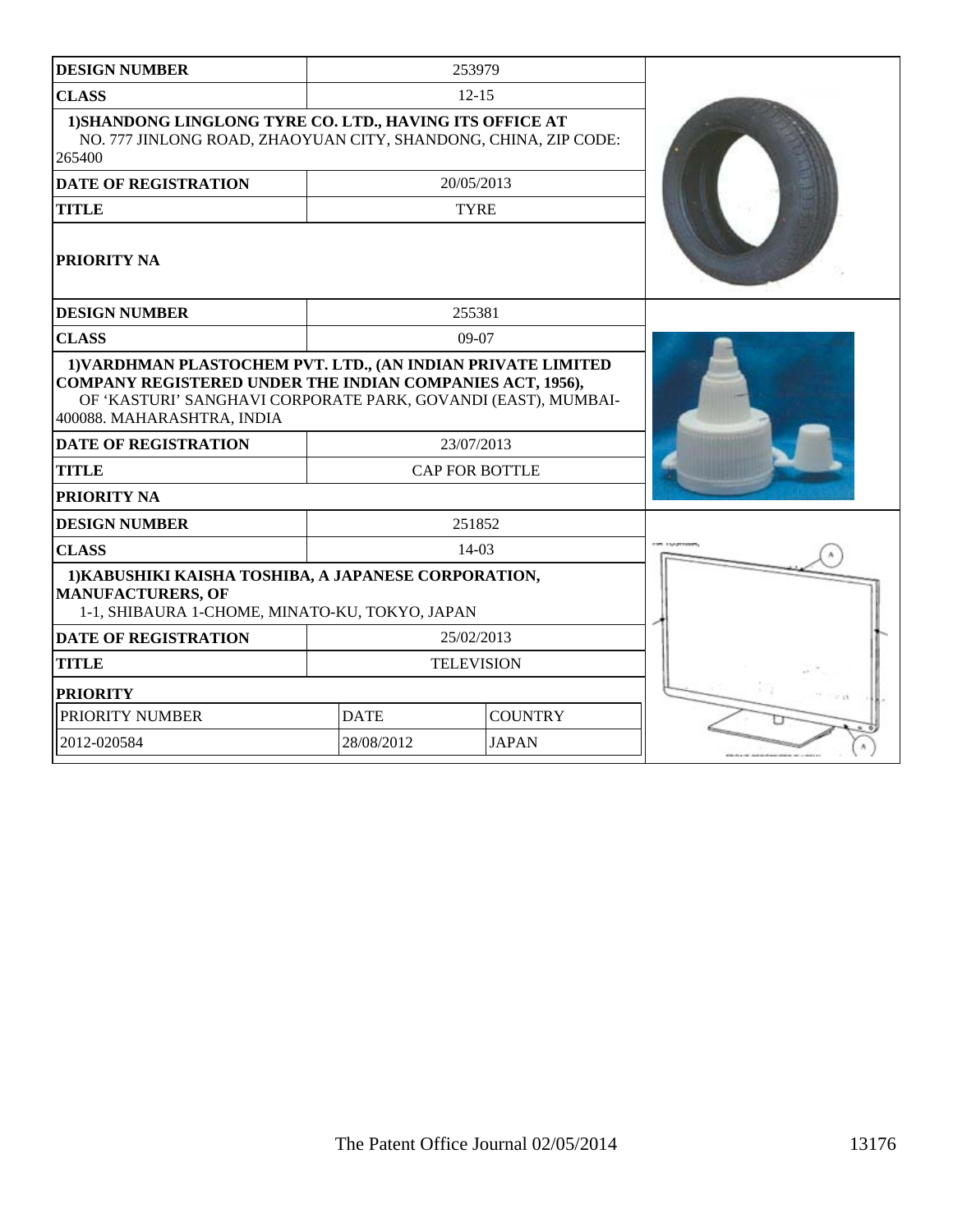| DESIGN NUMBER | 253979 |
|---|---|
| CLASS | 12-15 |
| 1)SHANDONG LINGLONG TYRE CO. LTD., HAVING ITS OFFICE AT NO. 777 JINLONG ROAD, ZHAOYUAN CITY, SHANDONG, CHINA, ZIP CODE: 265400 | |
| DATE OF REGISTRATION | 20/05/2013 |
| TITLE | TYRE |
| PRIORITY NA | |

| DESIGN NUMBER | 255381 |
|---|---|
| CLASS | 09-07 |
| 1)VARDHMAN PLASTOCHEM PVT. LTD., (AN INDIAN PRIVATE LIMITED COMPANY REGISTERED UNDER THE INDIAN COMPANIES ACT, 1956), OF 'KASTURI' SANGHAVI CORPORATE PARK, GOVANDI (EAST), MUMBAI-400088. MAHARASHTRA, INDIA | |
| DATE OF REGISTRATION | 23/07/2013 |
| TITLE | CAP FOR BOTTLE |
| PRIORITY NA | |

| DESIGN NUMBER | 251852 | |
|---|---|---|
| CLASS | 14-03 | |
| 1)KABUSHIKI KAISHA TOSHIBA, A JAPANESE CORPORATION, MANUFACTURERS, OF 1-1, SHIBAURA 1-CHOME, MINATO-KU, TOKYO, JAPAN | | |
| DATE OF REGISTRATION | 25/02/2013 | |
| TITLE | TELEVISION | |
| PRIORITY | | |
| PRIORITY NUMBER | DATE | COUNTRY |
| 2012-020584 | 28/08/2012 | JAPAN |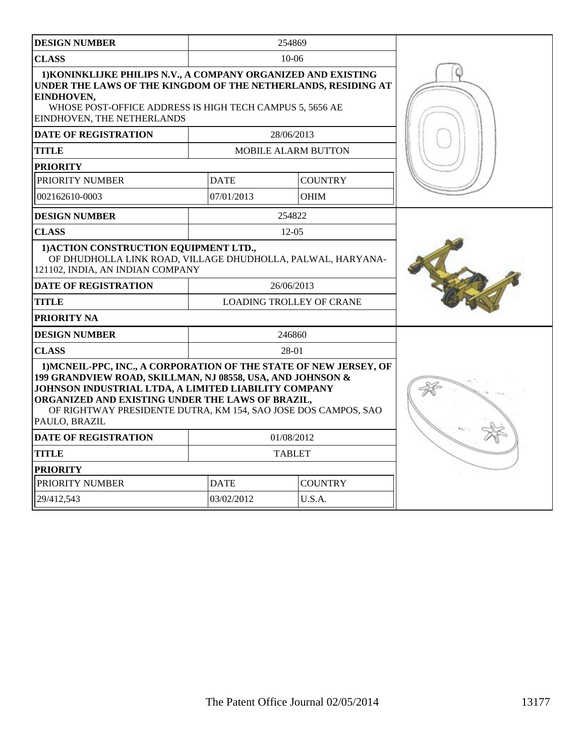| DESIGN NUMBER | 254869 | |
|---|---|---|
| CLASS | 10-06 | |
| **1)KONINKLIJKE PHILIPS N.V., A COMPANY ORGANIZED AND EXISTING UNDER THE LAWS OF THE KINGDOM OF THE NETHERLANDS, RESIDING AT EINDHOVEN,** WHOSE POST-OFFICE ADDRESS IS HIGH TECH CAMPUS 5, 5656 AE EINDHOVEN, THE NETHERLANDS | | |
| DATE OF REGISTRATION | 28/06/2013 | |
| TITLE | MOBILE ALARM BUTTON | |
| PRIORITY | | |
| PRIORITY NUMBER | DATE | COUNTRY |
| 002162610-0003 | 07/01/2013 | OHIM |

| DESIGN NUMBER | 254822 |
|---|---|
| CLASS | 12-05 |
| **1)ACTION CONSTRUCTION EQUIPMENT LTD.,** OF DHUDHOLLA LINK ROAD, VILLAGE DHUDHOLLA, PALWAL, HARYANA-121102, INDIA, AN INDIAN COMPANY | |
| DATE OF REGISTRATION | 26/06/2013 |
| TITLE | LOADING TROLLEY OF CRANE |
| PRIORITY NA | |

| DESIGN NUMBER | 246860 | |
|---|---|---|
| CLASS | 28-01 | |
| **1)MCNEIL-PPC, INC., A CORPORATION OF THE STATE OF NEW JERSEY, OF 199 GRANDVIEW ROAD, SKILLMAN, NJ 08558, USA, AND JOHNSON & JOHNSON INDUSTRIAL LTDA, A LIMITED LIABILITY COMPANY ORGANIZED AND EXISTING UNDER THE LAWS OF BRAZIL,** OF RIGHTWAY PRESIDENTE DUTRA, KM 154, SAO JOSE DOS CAMPOS, SAO PAULO, BRAZIL | | |
| DATE OF REGISTRATION | 01/08/2012 | |
| TITLE | TABLET | |
| PRIORITY | | |
| PRIORITY NUMBER | DATE | COUNTRY |
| 29/412,543 | 03/02/2012 | U.S.A. |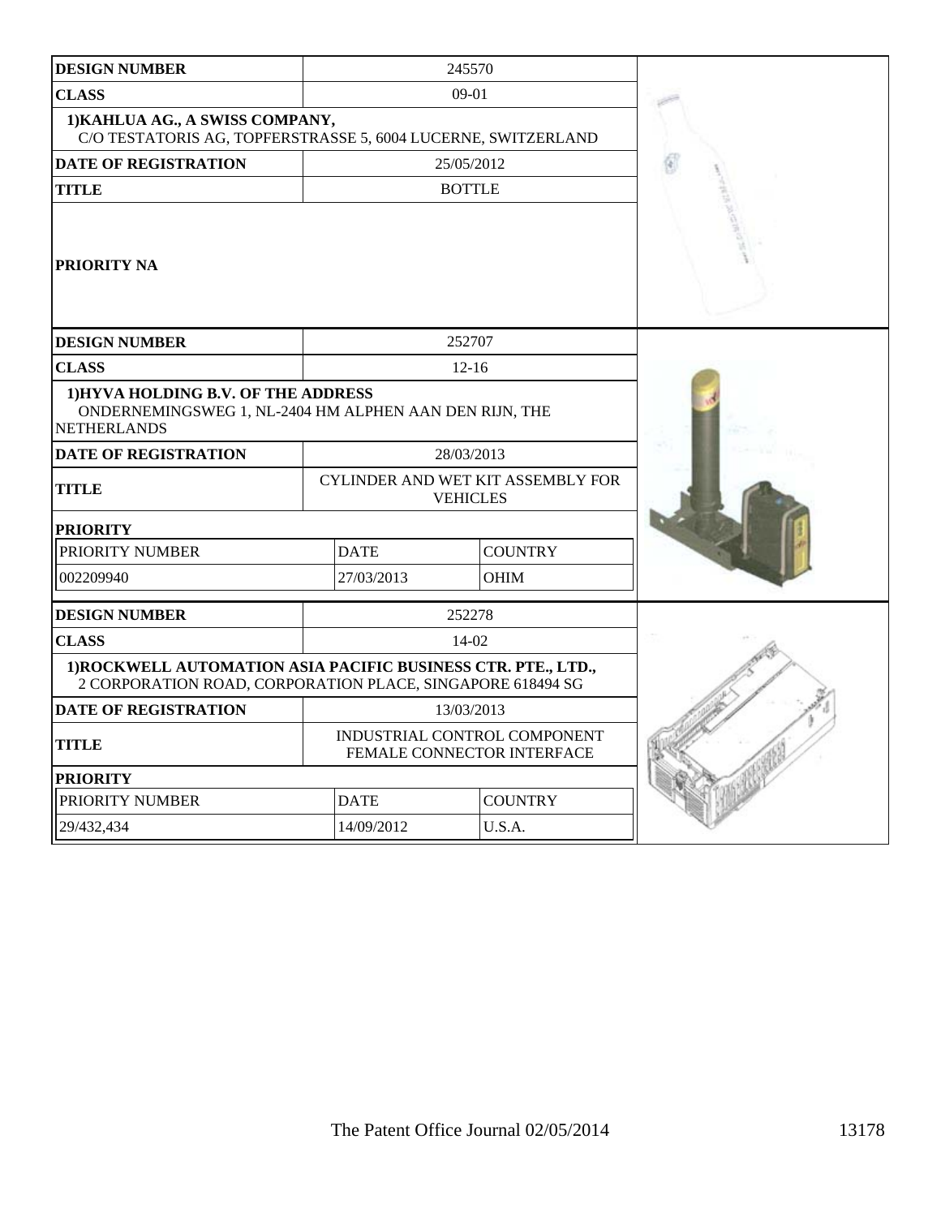| DESIGN NUMBER | 245570 | |
|---|---|---|
| CLASS | 09-01 | |
| 1)KAHLUA AG., A SWISS COMPANY, C/O TESTATORIS AG, TOPFERSTRASSE 5, 6004 LUCERNE, SWITZERLAND | | |
| DATE OF REGISTRATION | 25/05/2012 | |
| TITLE | BOTTLE | |
| PRIORITY NA | | |

| DESIGN NUMBER | 252707 | |
|---|---|---|
| CLASS | 12-16 | |
| 1)HYVA HOLDING B.V. OF THE ADDRESS ONDERNEMINGSWEG 1, NL-2404 HM ALPHEN AAN DEN RIJN, THE NETHERLANDS | | |
| DATE OF REGISTRATION | 28/03/2013 | |
| TITLE | CYLINDER AND WET KIT ASSEMBLY FOR VEHICLES | |
| PRIORITY | | |
| PRIORITY NUMBER | DATE | COUNTRY |
| 002209940 | 27/03/2013 | OHIM |

| DESIGN NUMBER | 252278 | |
|---|---|---|
| CLASS | 14-02 | |
| 1)ROCKWELL AUTOMATION ASIA PACIFIC BUSINESS CTR. PTE., LTD., 2 CORPORATION ROAD, CORPORATION PLACE, SINGAPORE 618494 SG | | |
| DATE OF REGISTRATION | 13/03/2013 | |
| TITLE | INDUSTRIAL CONTROL COMPONENT FEMALE CONNECTOR INTERFACE | |
| PRIORITY | | |
| PRIORITY NUMBER | DATE | COUNTRY |
| 29/432,434 | 14/09/2012 | U.S.A. |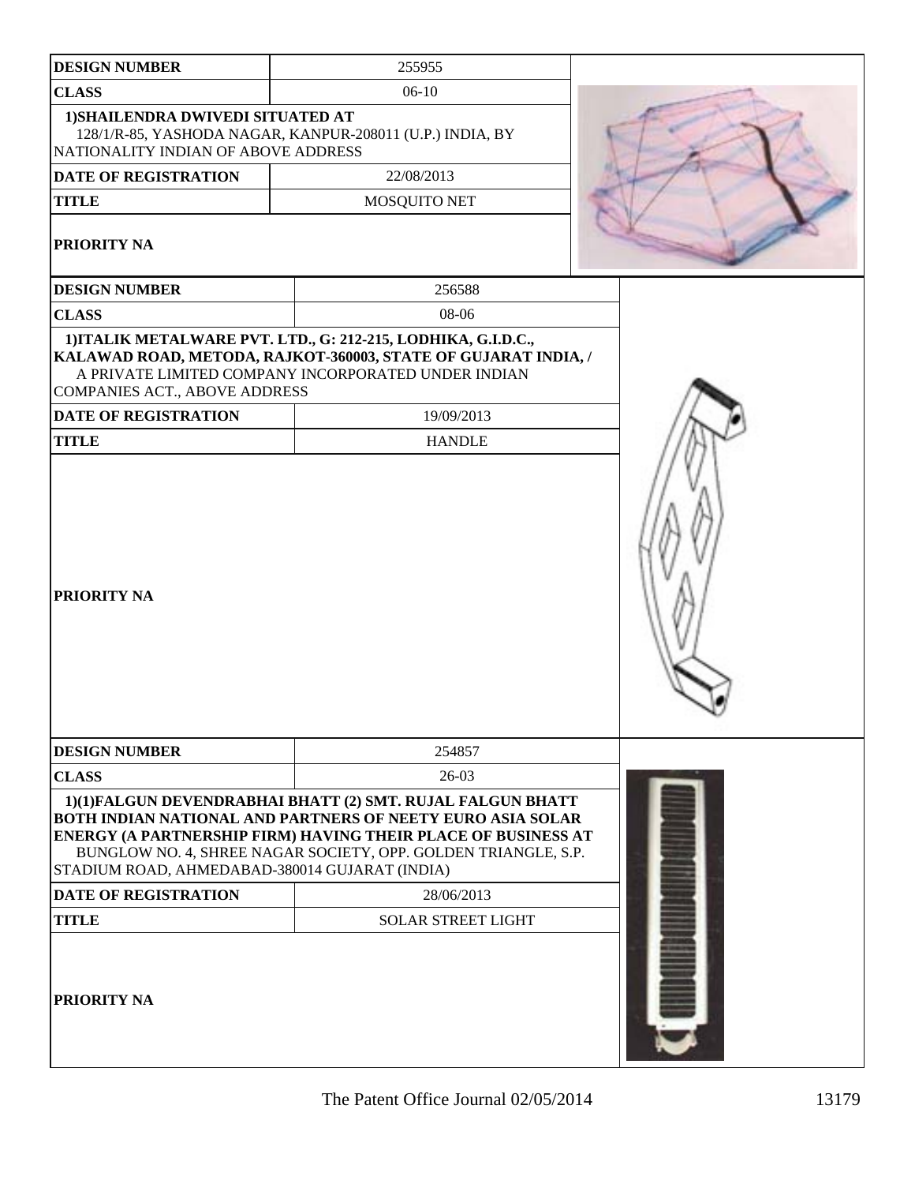| DESIGN NUMBER | 255955 |
|---|---|
| CLASS | 06-10 |
| 1)SHAILENDRA DWIVEDI SITUATED AT 128/1/R-85, YASHODA NAGAR, KANPUR-208011 (U.P.) INDIA, BY NATIONALITY INDIAN OF ABOVE ADDRESS | |
| DATE OF REGISTRATION | 22/08/2013 |
| TITLE | MOSQUITO NET |
| PRIORITY NA | |

| DESIGN NUMBER | 256588 |
|---|---|
| CLASS | 08-06 |
| 1)ITALIK METALWARE PVT. LTD., G: 212-215, LODHIKA, G.I.D.C., KALAWAD ROAD, METODA, RAJKOT-360003, STATE OF GUJARAT INDIA, / A PRIVATE LIMITED COMPANY INCORPORATED UNDER INDIAN COMPANIES ACT., ABOVE ADDRESS | |
| DATE OF REGISTRATION | 19/09/2013 |
| TITLE | HANDLE |
| PRIORITY NA | |

| DESIGN NUMBER | 254857 |
|---|---|
| CLASS | 26-03 |
| 1)(1)FALGUN DEVENDRABHAI BHATT (2) SMT. RUJAL FALGUN BHATT BOTH INDIAN NATIONAL AND PARTNERS OF NEETY EURO ASIA SOLAR ENERGY (A PARTNERSHIP FIRM) HAVING THEIR PLACE OF BUSINESS AT BUNGLOW NO. 4, SHREE NAGAR SOCIETY, OPP. GOLDEN TRIANGLE, S.P. STADIUM ROAD, AHMEDABAD-380014 GUJARAT (INDIA) | |
| DATE OF REGISTRATION | 28/06/2013 |
| TITLE | SOLAR STREET LIGHT |
| PRIORITY NA | |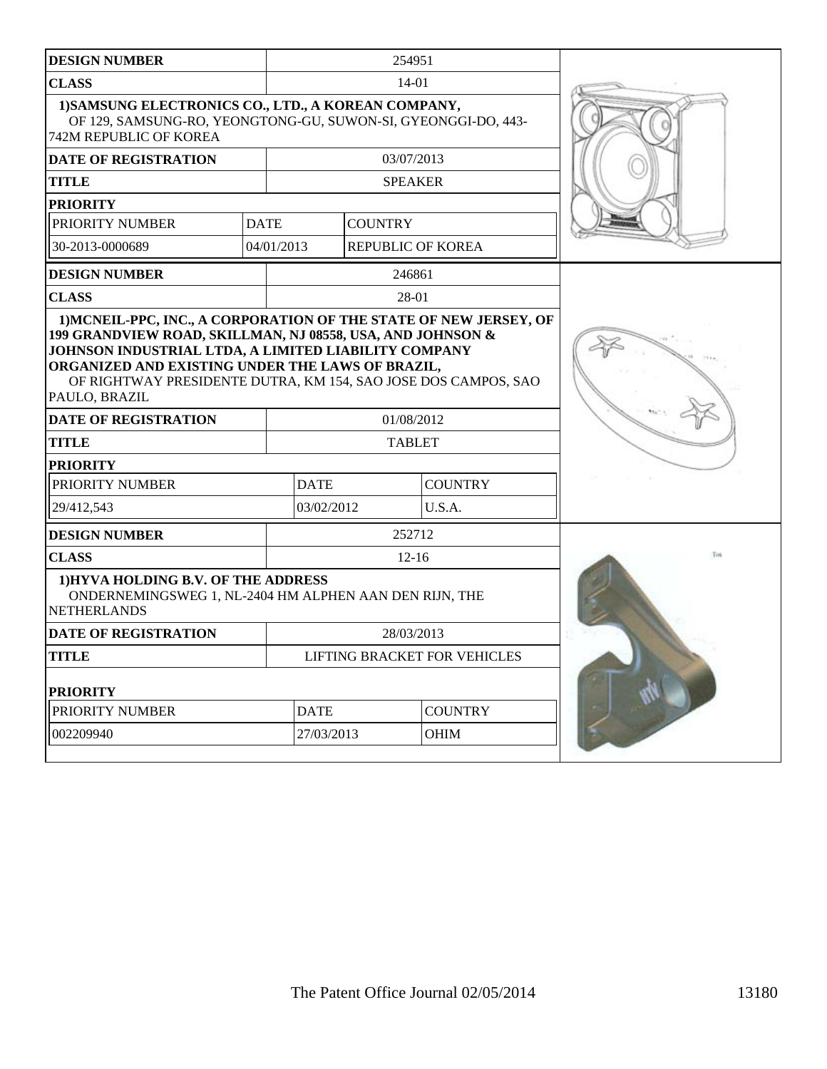| DESIGN NUMBER | 254951 | |
|---|---|---|
| CLASS | 14-01 | |
| 1)SAMSUNG ELECTRONICS CO., LTD., A KOREAN COMPANY, OF 129, SAMSUNG-RO, YEONGTONG-GU, SUWON-SI, GYEONGGI-DO, 443-742M REPUBLIC OF KOREA | | |
| DATE OF REGISTRATION | 03/07/2013 | |
| TITLE | SPEAKER | |
| PRIORITY | | |
| PRIORITY NUMBER | DATE | COUNTRY |
| 30-2013-0000689 | 04/01/2013 | REPUBLIC OF KOREA |

| DESIGN NUMBER | 246861 | |
|---|---|---|
| CLASS | 28-01 | |
| 1)MCNEIL-PPC, INC., A CORPORATION OF THE STATE OF NEW JERSEY, OF 199 GRANDVIEW ROAD, SKILLMAN, NJ 08558, USA, AND JOHNSON & JOHNSON INDUSTRIAL LTDA, A LIMITED LIABILITY COMPANY ORGANIZED AND EXISTING UNDER THE LAWS OF BRAZIL, OF RIGHTWAY PRESIDENTE DUTRA, KM 154, SAO JOSE DOS CAMPOS, SAO PAULO, BRAZIL | | |
| DATE OF REGISTRATION | 01/08/2012 | |
| TITLE | TABLET | |
| PRIORITY | | |
| PRIORITY NUMBER | DATE | COUNTRY |
| 29/412,543 | 03/02/2012 | U.S.A. |

| DESIGN NUMBER | 252712 | |
|---|---|---|
| CLASS | 12-16 | |
| 1)HYVA HOLDING B.V. OF THE ADDRESS ONDERNEMINGSWEG 1, NL-2404 HM ALPHEN AAN DEN RIJN, THE NETHERLANDS | | |
| DATE OF REGISTRATION | 28/03/2013 | |
| TITLE | LIFTING BRACKET FOR VEHICLES | |
| PRIORITY | | |
| PRIORITY NUMBER | DATE | COUNTRY |
| 002209940 | 27/03/2013 | OHIM |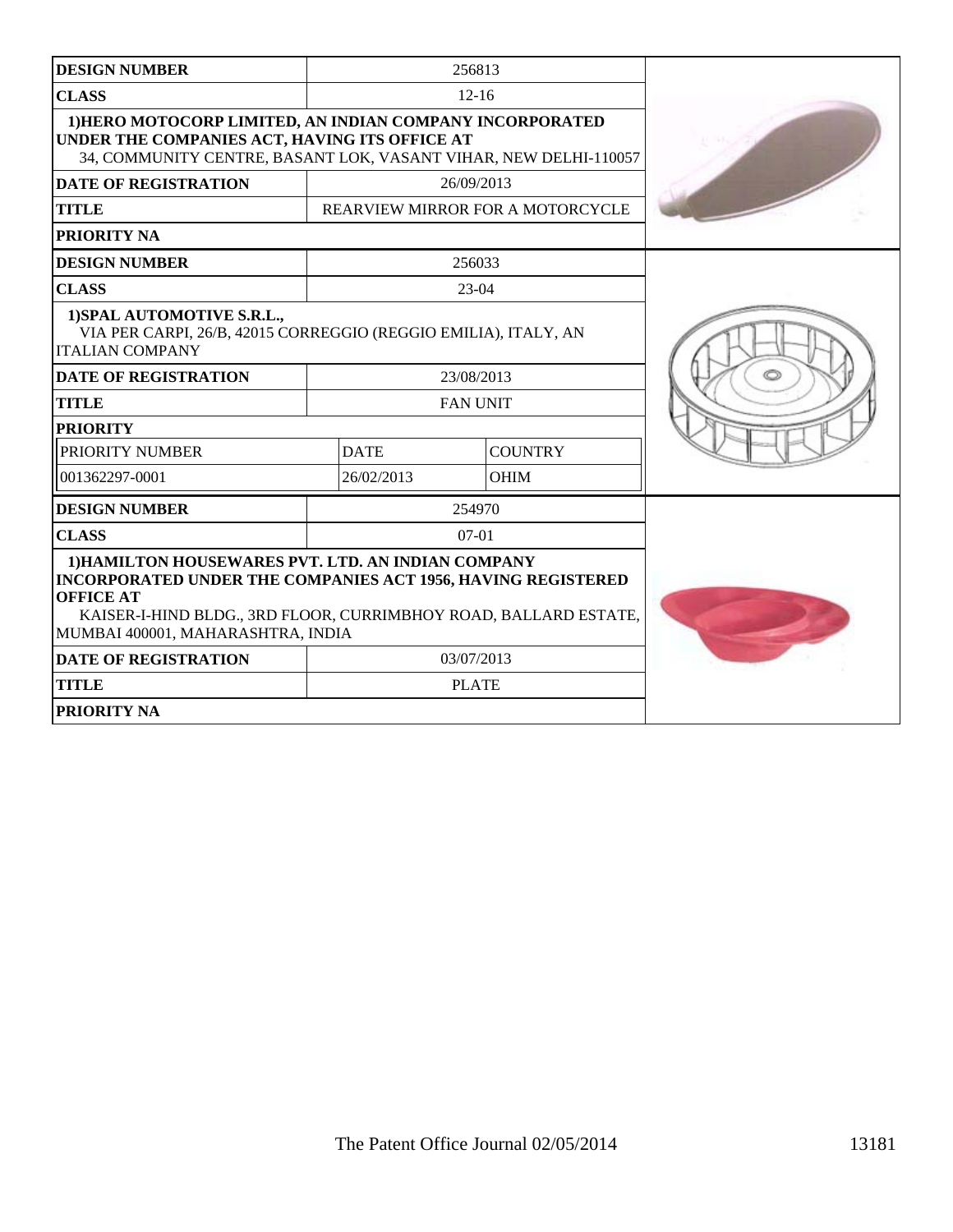| DESIGN NUMBER | 256813 |
|---|---|
| CLASS | 12-16 |
| 1)HERO MOTOCORP LIMITED, AN INDIAN COMPANY INCORPORATED UNDER THE COMPANIES ACT, HAVING ITS OFFICE AT 34, COMMUNITY CENTRE, BASANT LOK, VASANT VIHAR, NEW DELHI-110057 | |
| DATE OF REGISTRATION | 26/09/2013 |
| TITLE | REARVIEW MIRROR FOR A MOTORCYCLE |
| PRIORITY NA | |

| DESIGN NUMBER | 256033 | |
|---|---|---|
| CLASS | 23-04 | |
| 1)SPAL AUTOMOTIVE S.R.L., VIA PER CARPI, 26/B, 42015 CORREGGIO (REGGIO EMILIA), ITALY, AN ITALIAN COMPANY | | |
| DATE OF REGISTRATION | 23/08/2013 | |
| TITLE | FAN UNIT | |
| PRIORITY | | |
| PRIORITY NUMBER | DATE | COUNTRY |
| 001362297-0001 | 26/02/2013 | OHIM |

| DESIGN NUMBER | 254970 |
|---|---|
| CLASS | 07-01 |
| 1)HAMILTON HOUSEWARES PVT. LTD. AN INDIAN COMPANY INCORPORATED UNDER THE COMPANIES ACT 1956, HAVING REGISTERED OFFICE AT KAISER-I-HIND BLDG., 3RD FLOOR, CURRIMBHOY ROAD, BALLARD ESTATE, MUMBAI 400001, MAHARASHTRA, INDIA | |
| DATE OF REGISTRATION | 03/07/2013 |
| TITLE | PLATE |
| PRIORITY NA | |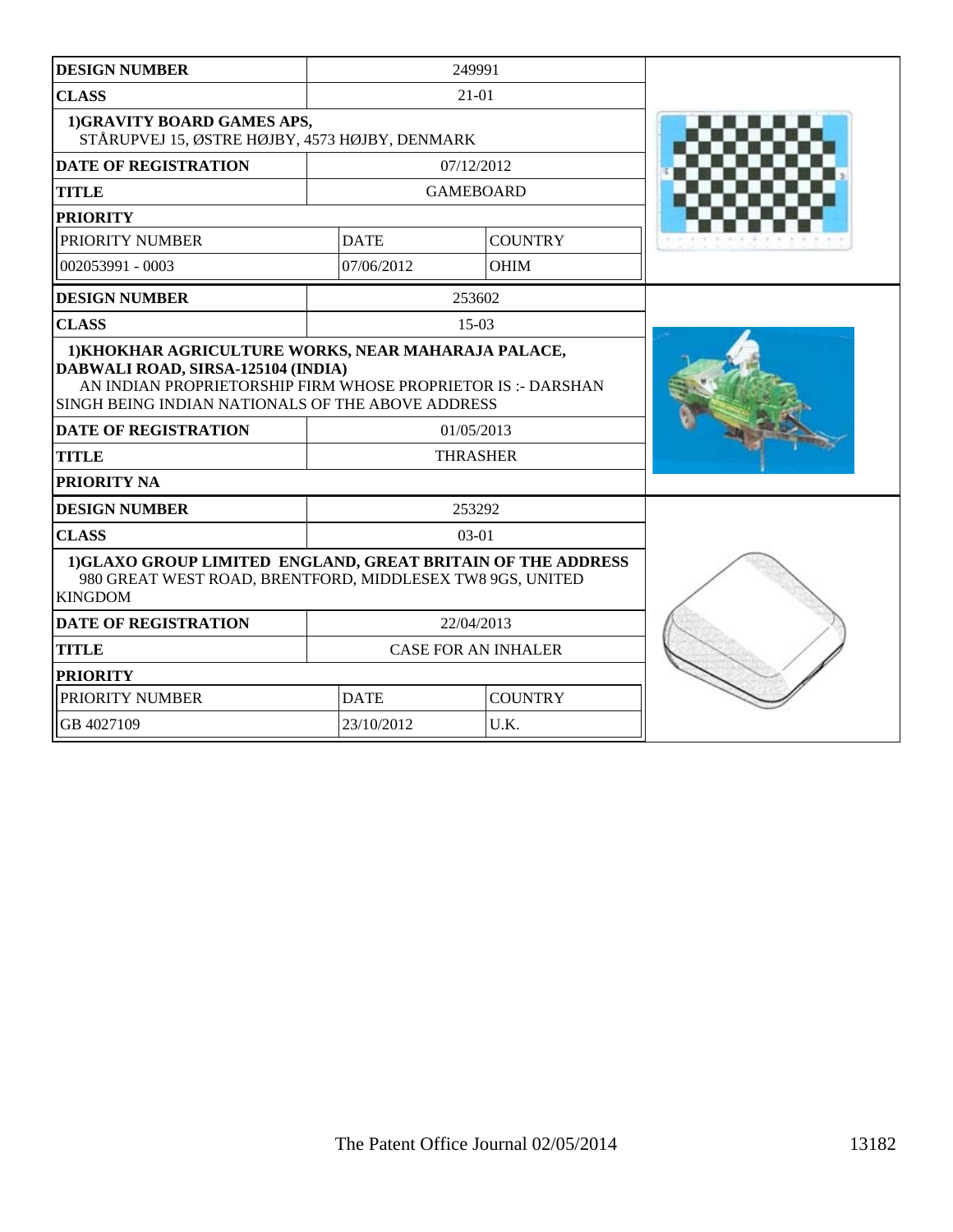| DESIGN NUMBER | 249991 | |
|---|---|---|
| CLASS | 21-01 | |
| 1)GRAVITY BOARD GAMES APS, STÅRUPVEJ 15, ØSTRE HØJBY, 4573 HØJBY, DENMARK | | |
| DATE OF REGISTRATION | 07/12/2012 | |
| TITLE | GAMEBOARD | |
| PRIORITY | | |
| PRIORITY NUMBER | DATE | COUNTRY |
| 002053991 - 0003 | 07/06/2012 | OHIM |

| DESIGN NUMBER | 253602 |
|---|---|
| CLASS | 15-03 |
| 1)KHOKHAR AGRICULTURE WORKS, NEAR MAHARAJA PALACE, DABWALI ROAD, SIRSA-125104 (INDIA) AN INDIAN PROPRIETORSHIP FIRM WHOSE PROPRIETOR IS :- DARSHAN SINGH BEING INDIAN NATIONALS OF THE ABOVE ADDRESS | |
| DATE OF REGISTRATION | 01/05/2013 |
| TITLE | THRASHER |
| PRIORITY NA | |

| DESIGN NUMBER | 253292 | |
|---|---|---|
| CLASS | 03-01 | |
| 1)GLAXO GROUP LIMITED ENGLAND, GREAT BRITAIN OF THE ADDRESS 980 GREAT WEST ROAD, BRENTFORD, MIDDLESEX TW8 9GS, UNITED KINGDOM | | |
| DATE OF REGISTRATION | 22/04/2013 | |
| TITLE | CASE FOR AN INHALER | |
| PRIORITY | | |
| PRIORITY NUMBER | DATE | COUNTRY |
| GB 4027109 | 23/10/2012 | U.K. |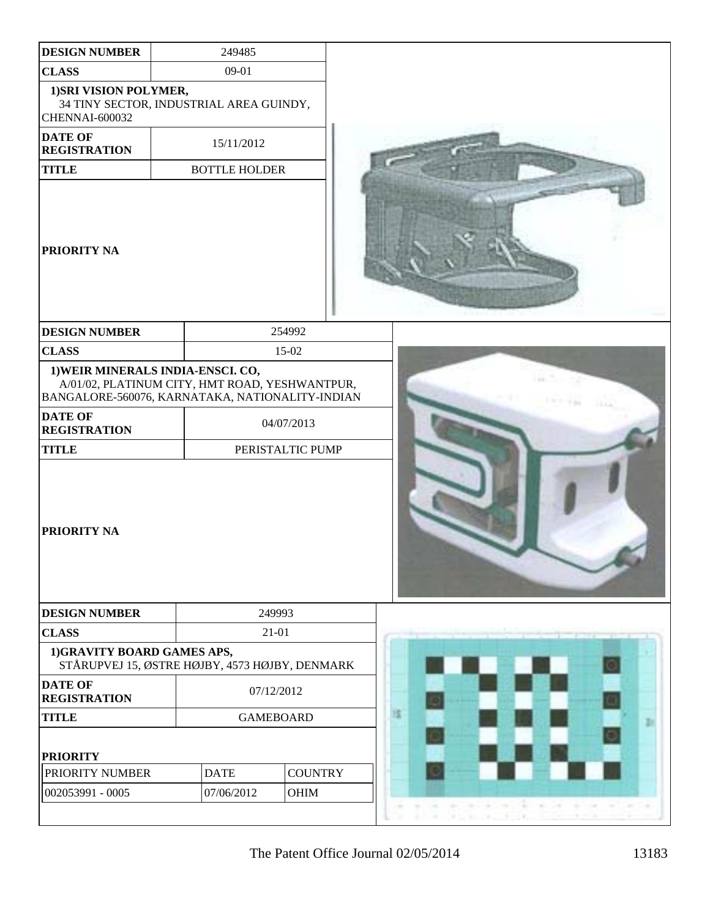| DESIGN NUMBER | 249485 |
|---|---|
| CLASS | 09-01 |
| 1)SRI VISION POLYMER, 34 TINY SECTOR, INDUSTRIAL AREA GUINDY, CHENNAI-600032 | |
| DATE OF REGISTRATION | 15/11/2012 |
| TITLE | BOTTLE HOLDER |
| PRIORITY NA | |

| DESIGN NUMBER | 254992 |
|---|---|
| CLASS | 15-02 |
| 1)WEIR MINERALS INDIA-ENSCI. CO, A/01/02, PLATINUM CITY, HMT ROAD, YESHWANTPUR, BANGALORE-560076, KARNATAKA, NATIONALITY-INDIAN | |
| DATE OF REGISTRATION | 04/07/2013 |
| TITLE | PERISTALTIC PUMP |
| PRIORITY NA | |

| DESIGN NUMBER | 249993 | |
|---|---|---|
| CLASS | 21-01 | |
| 1)GRAVITY BOARD GAMES APS, STÅRUPVEJ 15, ØSTRE HØJBY, 4573 HØJBY, DENMARK | | |
| DATE OF REGISTRATION | 07/12/2012 | |
| TITLE | GAMEBOARD | |
| PRIORITY | | |
| PRIORITY NUMBER | DATE | COUNTRY |
| 002053991 - 0005 | 07/06/2012 | OHIM |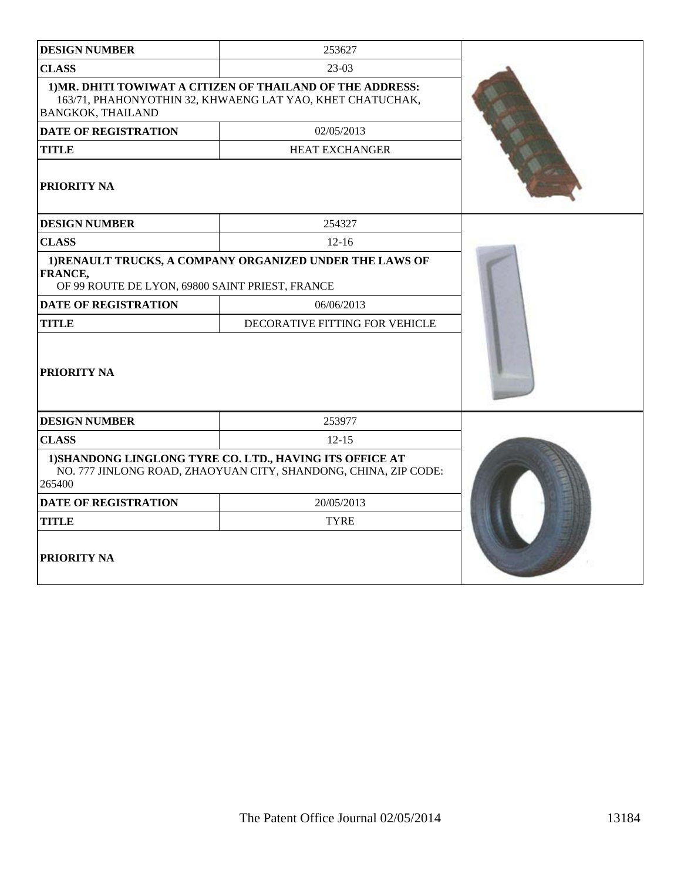| DESIGN NUMBER | 253627 |
|---|---|
| CLASS | 23-03 |
| 1)MR. DHITI TOWIWAT A CITIZEN OF THAILAND OF THE ADDRESS: 163/71, PHAHONYOTHIN 32, KHWAENG LAT YAO, KHET CHATUCHAK, BANGKOK, THAILAND | |
| DATE OF REGISTRATION | 02/05/2013 |
| TITLE | HEAT EXCHANGER |
| PRIORITY NA | |

| DESIGN NUMBER | 254327 |
|---|---|
| CLASS | 12-16 |
| 1)RENAULT TRUCKS, A COMPANY ORGANIZED UNDER THE LAWS OF FRANCE, OF 99 ROUTE DE LYON, 69800 SAINT PRIEST, FRANCE | |
| DATE OF REGISTRATION | 06/06/2013 |
| TITLE | DECORATIVE FITTING FOR VEHICLE |
| PRIORITY NA | |

| DESIGN NUMBER | 253977 |
|---|---|
| CLASS | 12-15 |
| 1)SHANDONG LINGLONG TYRE CO. LTD., HAVING ITS OFFICE AT NO. 777 JINLONG ROAD, ZHAOYUAN CITY, SHANDONG, CHINA, ZIP CODE: 265400 | |
| DATE OF REGISTRATION | 20/05/2013 |
| TITLE | TYRE |
| PRIORITY NA | |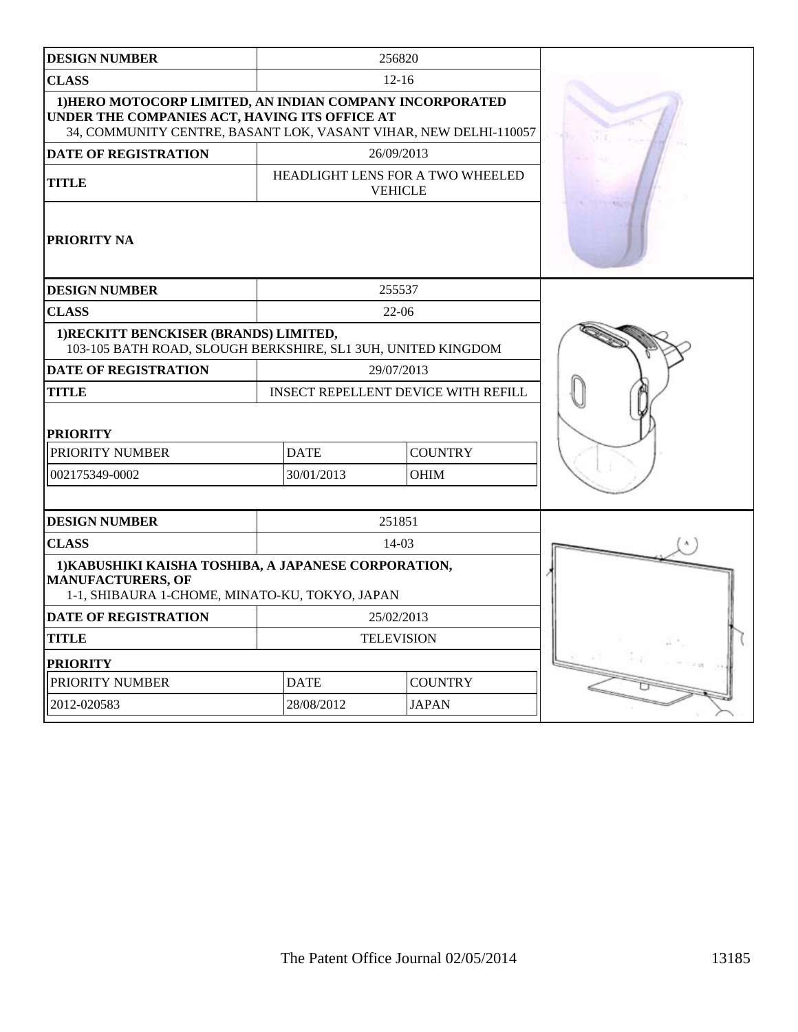| DESIGN NUMBER | 256820 | |
|---|---|---|
| CLASS | 12-16 | |
| 1)HERO MOTOCORP LIMITED, AN INDIAN COMPANY INCORPORATED UNDER THE COMPANIES ACT, HAVING ITS OFFICE AT 34, COMMUNITY CENTRE, BASANT LOK, VASANT VIHAR, NEW DELHI-110057 | | |
| DATE OF REGISTRATION | 26/09/2013 | |
| TITLE | HEADLIGHT LENS FOR A TWO WHEELED VEHICLE | |
| PRIORITY NA | | |

| DESIGN NUMBER | 255537 | |
|---|---|---|
| CLASS | 22-06 | |
| 1)RECKITT BENCKISER (BRANDS) LIMITED, 103-105 BATH ROAD, SLOUGH BERKSHIRE, SL1 3UH, UNITED KINGDOM | | |
| DATE OF REGISTRATION | 29/07/2013 | |
| TITLE | INSECT REPELLENT DEVICE WITH REFILL | |
| PRIORITY | | |
| PRIORITY NUMBER | DATE | COUNTRY |
| 002175349-0002 | 30/01/2013 | OHIM |

| DESIGN NUMBER | 251851 | |
|---|---|---|
| CLASS | 14-03 | |
| 1)KABUSHIKI KAISHA TOSHIBA, A JAPANESE CORPORATION, MANUFACTURERS, OF 1-1, SHIBAURA 1-CHOME, MINATO-KU, TOKYO, JAPAN | | |
| DATE OF REGISTRATION | 25/02/2013 | |
| TITLE | TELEVISION | |
| PRIORITY | | |
| PRIORITY NUMBER | DATE | COUNTRY |
| 2012-020583 | 28/08/2012 | JAPAN |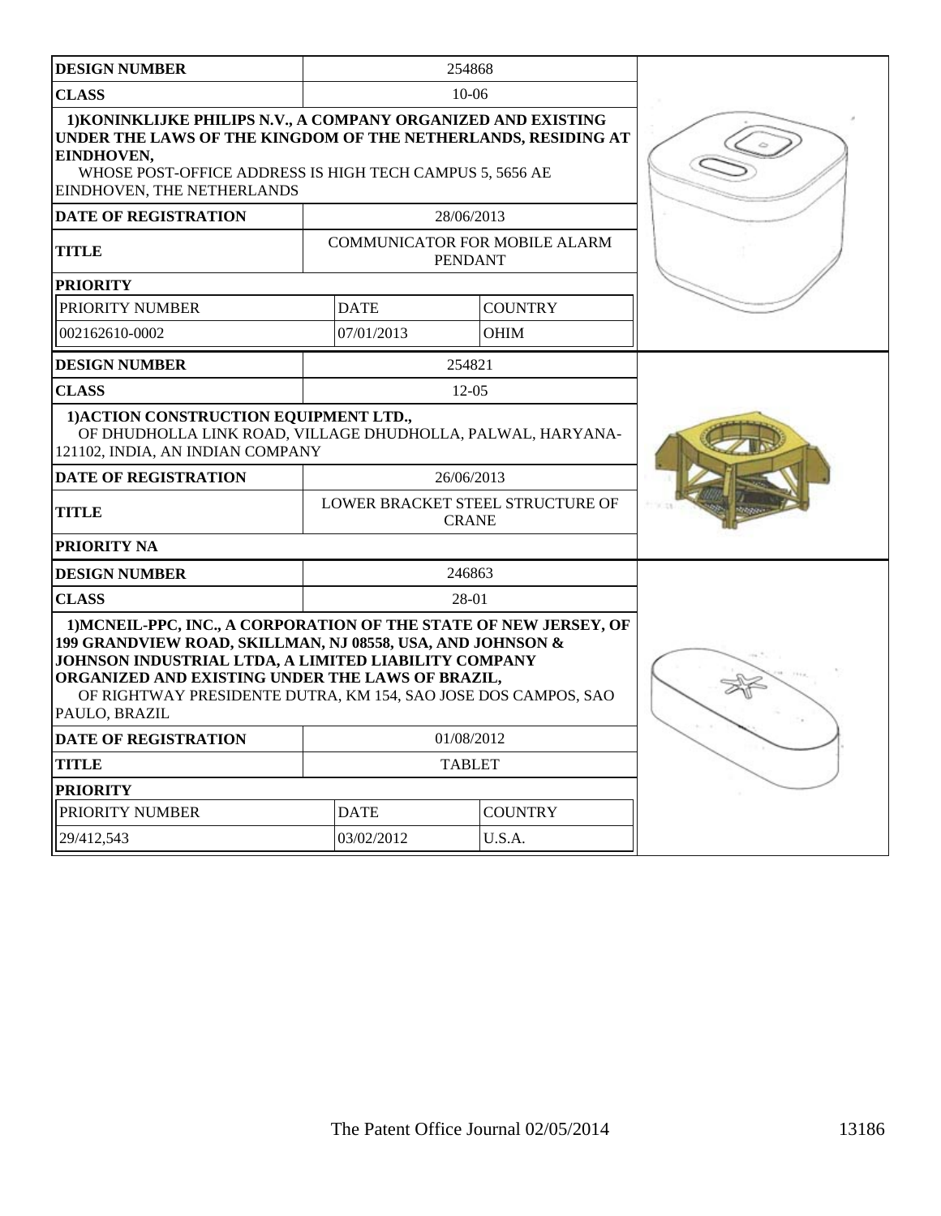| DESIGN NUMBER | 254868 | |
|---|---|---|
| CLASS | 10-06 | |
| 1)KONINKLIJKE PHILIPS N.V., A COMPANY ORGANIZED AND EXISTING UNDER THE LAWS OF THE KINGDOM OF THE NETHERLANDS, RESIDING AT EINDHOVEN, WHOSE POST-OFFICE ADDRESS IS HIGH TECH CAMPUS 5, 5656 AE EINDHOVEN, THE NETHERLANDS | | |
| DATE OF REGISTRATION | 28/06/2013 | |
| TITLE | COMMUNICATOR FOR MOBILE ALARM PENDANT | |
| PRIORITY | | |
| PRIORITY NUMBER | DATE | COUNTRY |
| 002162610-0002 | 07/01/2013 | OHIM |

| DESIGN NUMBER | 254821 |
|---|---|
| CLASS | 12-05 |
| 1)ACTION CONSTRUCTION EQUIPMENT LTD., OF DHUDHOLLA LINK ROAD, VILLAGE DHUDHOLLA, PALWAL, HARYANA-121102, INDIA, AN INDIAN COMPANY | |
| DATE OF REGISTRATION | 26/06/2013 |
| TITLE | LOWER BRACKET STEEL STRUCTURE OF CRANE |
| PRIORITY NA | |

| DESIGN NUMBER | 246863 | |
|---|---|---|
| CLASS | 28-01 | |
| 1)MCNEIL-PPC, INC., A CORPORATION OF THE STATE OF NEW JERSEY, OF 199 GRANDVIEW ROAD, SKILLMAN, NJ 08558, USA, AND JOHNSON & JOHNSON INDUSTRIAL LTDA, A LIMITED LIABILITY COMPANY ORGANIZED AND EXISTING UNDER THE LAWS OF BRAZIL, OF RIGHTWAY PRESIDENTE DUTRA, KM 154, SAO JOSE DOS CAMPOS, SAO PAULO, BRAZIL | | |
| DATE OF REGISTRATION | 01/08/2012 | |
| TITLE | TABLET | |
| PRIORITY | | |
| PRIORITY NUMBER | DATE | COUNTRY |
| 29/412,543 | 03/02/2012 | U.S.A. |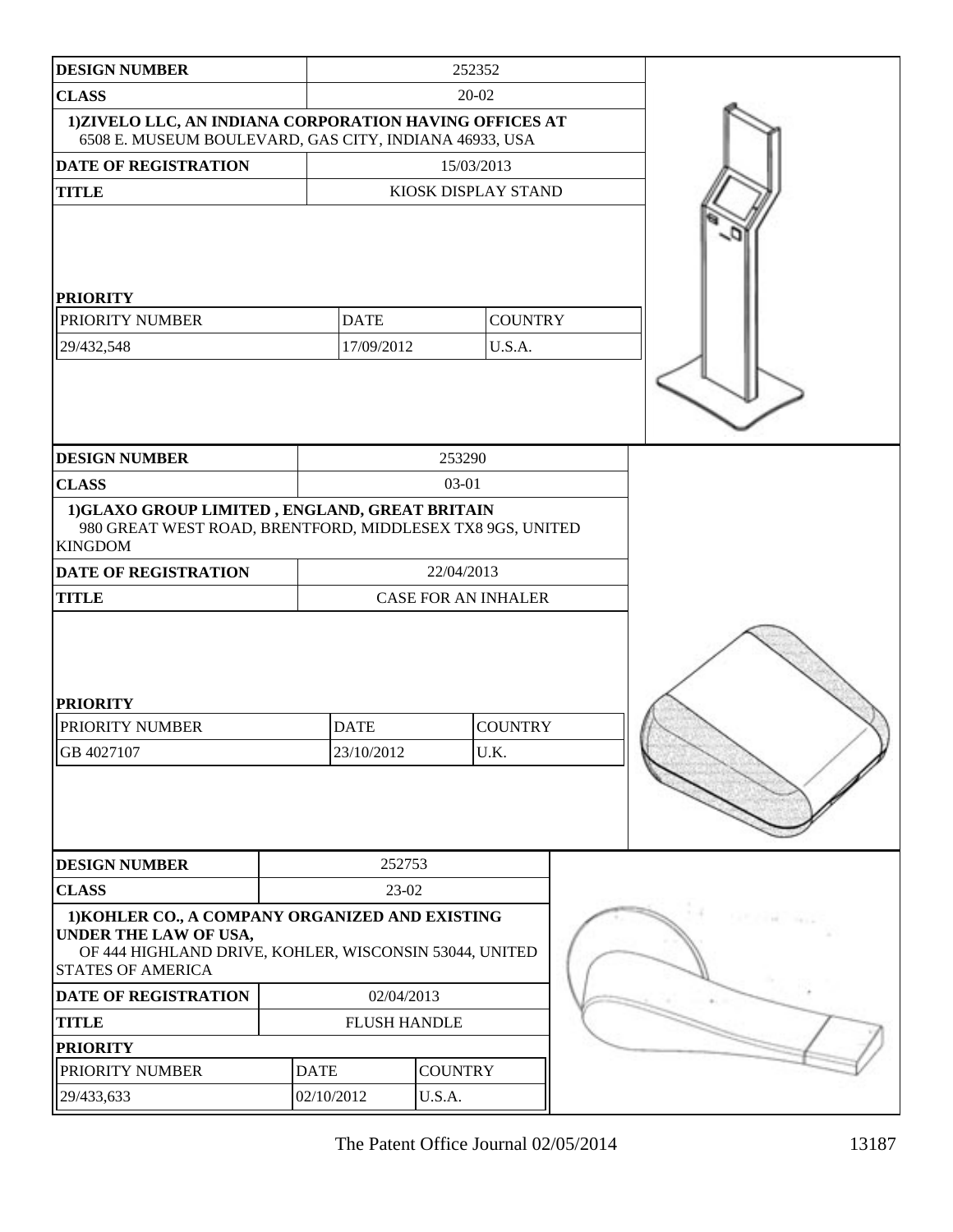| DESIGN NUMBER | 252352 | |
|---|---|---|
| CLASS | 20-02 | |
| 1)ZIVELO LLC, AN INDIANA CORPORATION HAVING OFFICES AT 6508 E. MUSEUM BOULEVARD, GAS CITY, INDIANA 46933, USA | | |
| DATE OF REGISTRATION | 15/03/2013 | |
| TITLE | KIOSK DISPLAY STAND | |
| **PRIORITY** | | |
| PRIORITY NUMBER | DATE | COUNTRY |
| 29/432,548 | 17/09/2012 | U.S.A. |

| DESIGN NUMBER | 253290 | |
|---|---|---|
| CLASS | 03-01 | |
| 1)GLAXO GROUP LIMITED , ENGLAND, GREAT BRITAIN 980 GREAT WEST ROAD, BRENTFORD, MIDDLESEX TX8 9GS, UNITED KINGDOM | | |
| DATE OF REGISTRATION | 22/04/2013 | |
| TITLE | CASE FOR AN INHALER | |
| **PRIORITY** | | |
| PRIORITY NUMBER | DATE | COUNTRY |
| GB 4027107 | 23/10/2012 | U.K. |

| DESIGN NUMBER | 252753 | |
|---|---|---|
| CLASS | 23-02 | |
| 1)KOHLER CO., A COMPANY ORGANIZED AND EXISTING UNDER THE LAW OF USA, OF 444 HIGHLAND DRIVE, KOHLER, WISCONSIN 53044, UNITED STATES OF AMERICA | | |
| DATE OF REGISTRATION | 02/04/2013 | |
| TITLE | FLUSH HANDLE | |
| **PRIORITY** | | |
| PRIORITY NUMBER | DATE | COUNTRY |
| 29/433,633 | 02/10/2012 | U.S.A. |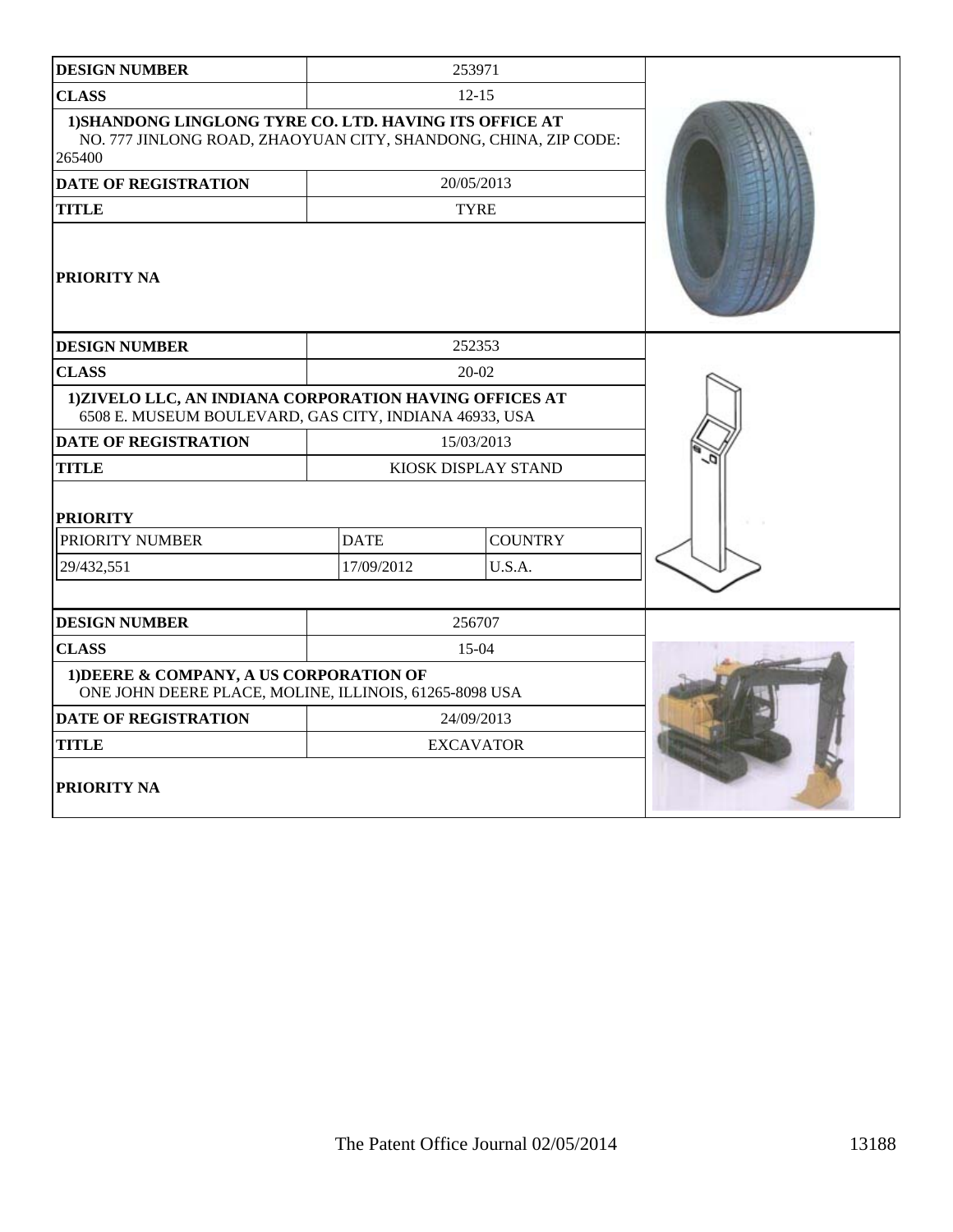| DESIGN NUMBER | 253971 | |
|---|---|---|
| CLASS | 12-15 | |
| 1)SHANDONG LINGLONG TYRE CO. LTD. HAVING ITS OFFICE AT NO. 777 JINLONG ROAD, ZHAOYUAN CITY, SHANDONG, CHINA, ZIP CODE: 265400 | | |
| DATE OF REGISTRATION | 20/05/2013 | |
| TITLE | TYRE | |
| PRIORITY NA | | |

| DESIGN NUMBER | 252353 | |
|---|---|---|
| CLASS | 20-02 | |
| 1)ZIVELO LLC, AN INDIANA CORPORATION HAVING OFFICES AT 6508 E. MUSEUM BOULEVARD, GAS CITY, INDIANA 46933, USA | | |
| DATE OF REGISTRATION | 15/03/2013 | |
| TITLE | KIOSK DISPLAY STAND | |
| PRIORITY | | |
| PRIORITY NUMBER | DATE | COUNTRY |
| 29/432,551 | 17/09/2012 | U.S.A. |

| DESIGN NUMBER | 256707 |
|---|---|
| CLASS | 15-04 |
| 1)DEERE & COMPANY, A US CORPORATION OF ONE JOHN DEERE PLACE, MOLINE, ILLINOIS, 61265-8098 USA | |
| DATE OF REGISTRATION | 24/09/2013 |
| TITLE | EXCAVATOR |
| PRIORITY NA | |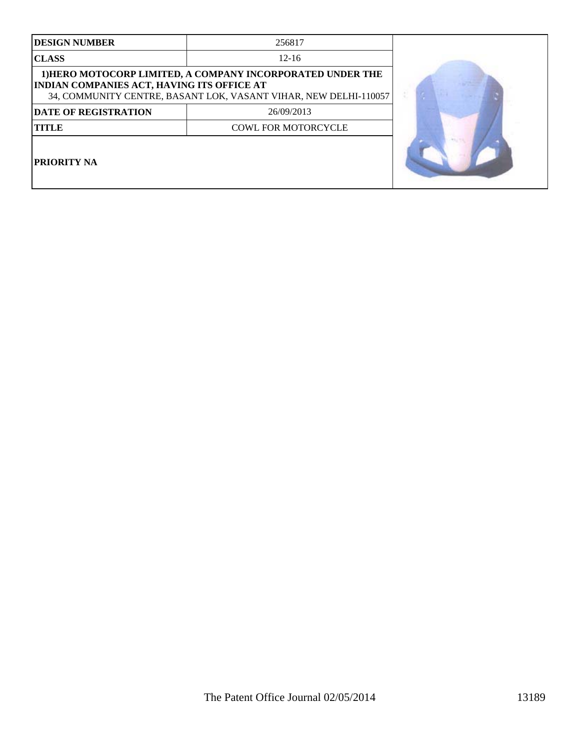| | |
|---|---|
| **DESIGN NUMBER** | 256817 |
| **CLASS** | 12-16 |
| **1)HERO MOTOCORP LIMITED, A COMPANY INCORPORATED UNDER THE INDIAN COMPANIES ACT, HAVING ITS OFFICE AT** 34, COMMUNITY CENTRE, BASANT LOK, VASANT VIHAR, NEW DELHI-110057 | |
| **DATE OF REGISTRATION** | 26/09/2013 |
| **TITLE** | COWL FOR MOTORCYCLE |
| **PRIORITY NA** | |